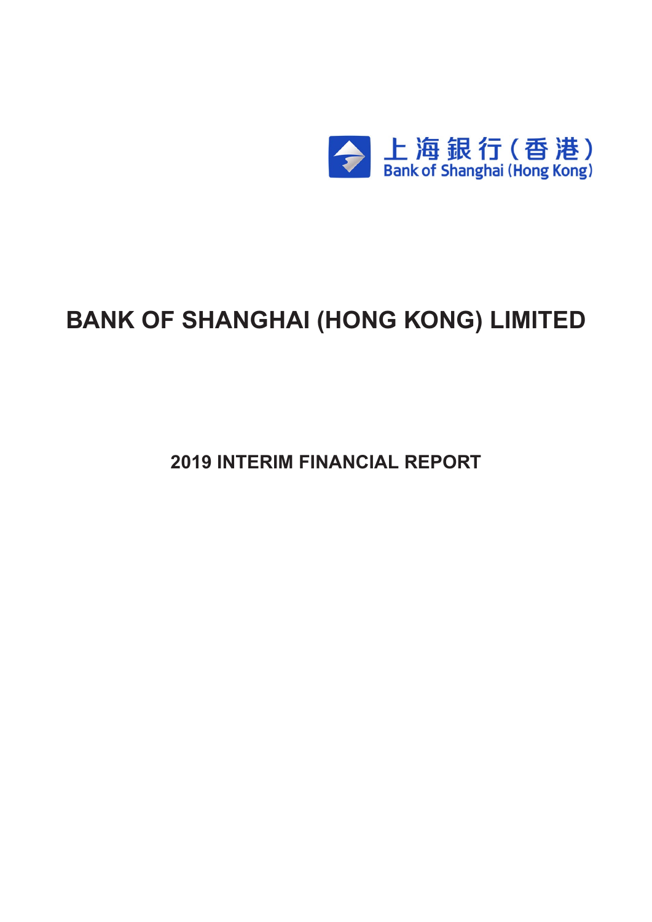上海銀行(香港)
Bank of Shanghai (Hong Kong)

# BANK OF SHANGHAI (HONG KONG) LIMITED

## 2019 INTERIM FINANCIAL REPORT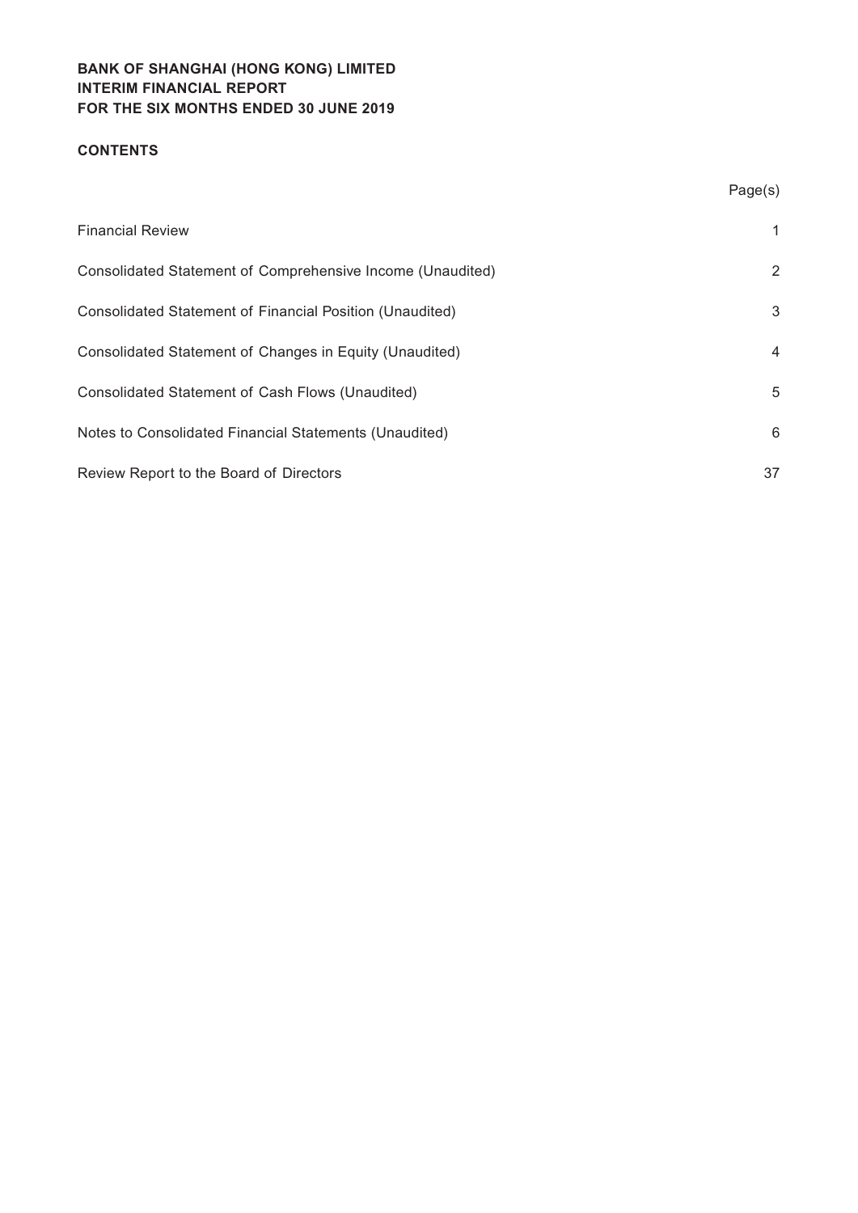**BANK OF SHANGHAI (HONG KONG) LIMITED**
**INTERIM FINANCIAL REPORT**
**FOR THE SIX MONTHS ENDED 30 JUNE 2019**

**CONTENTS**

| | Page(s) |
|---|---|
| Financial Review | 1 |
| Consolidated Statement of Comprehensive Income (Unaudited) | 2 |
| Consolidated Statement of Financial Position (Unaudited) | 3 |
| Consolidated Statement of Changes in Equity (Unaudited) | 4 |
| Consolidated Statement of Cash Flows (Unaudited) | 5 |
| Notes to Consolidated Financial Statements (Unaudited) | 6 |
| Review Report to the Board of Directors | 37 |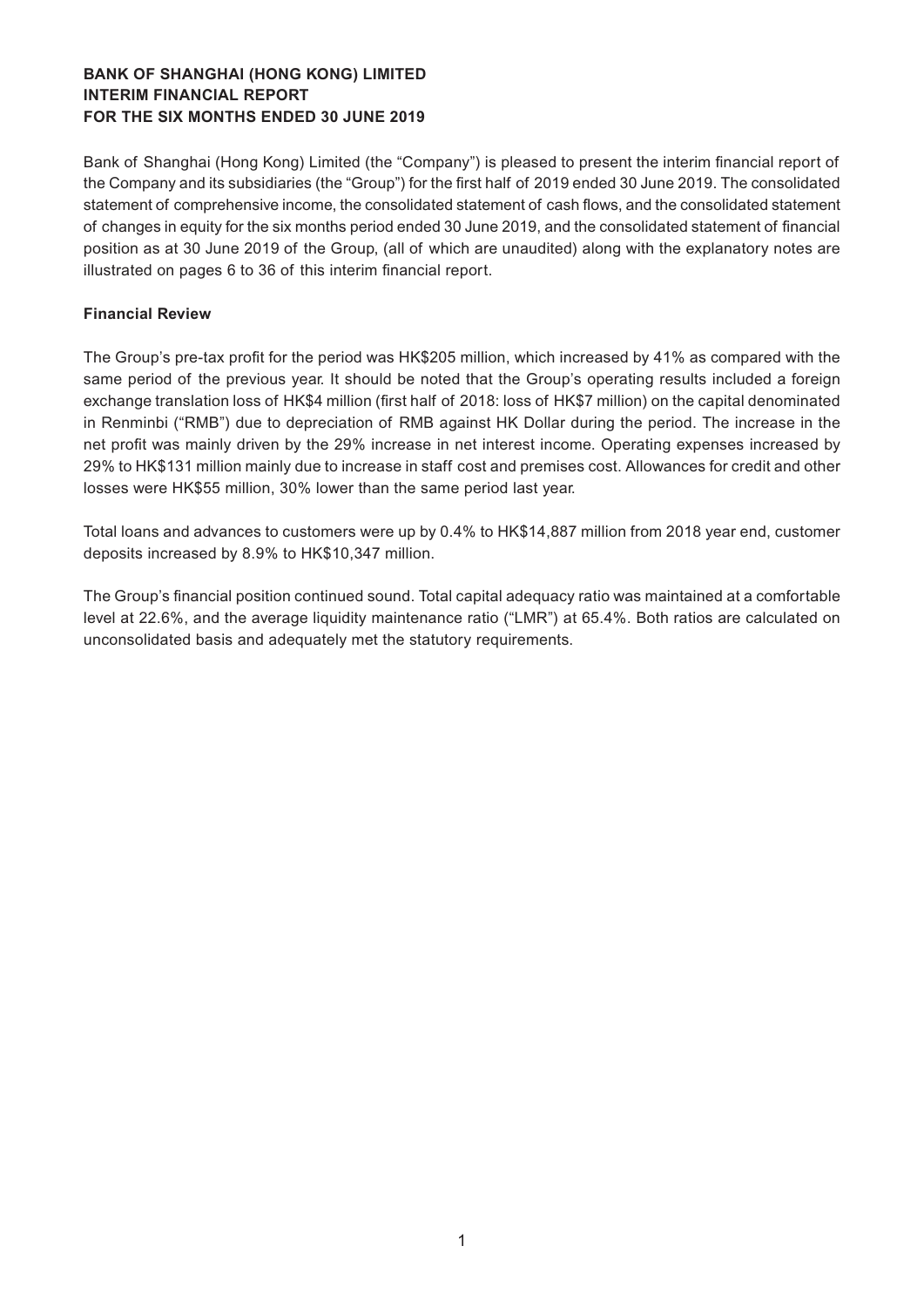**BANK OF SHANGHAI (HONG KONG) LIMITED**
**INTERIM FINANCIAL REPORT**
**FOR THE SIX MONTHS ENDED 30 JUNE 2019**

Bank of Shanghai (Hong Kong) Limited (the "Company") is pleased to present the interim financial report of the Company and its subsidiaries (the "Group") for the first half of 2019 ended 30 June 2019. The consolidated statement of comprehensive income, the consolidated statement of cash flows, and the consolidated statement of changes in equity for the six months period ended 30 June 2019, and the consolidated statement of financial position as at 30 June 2019 of the Group, (all of which are unaudited) along with the explanatory notes are illustrated on pages 6 to 36 of this interim financial report.

**Financial Review**

The Group's pre-tax profit for the period was HK$205 million, which increased by 41% as compared with the same period of the previous year. It should be noted that the Group's operating results included a foreign exchange translation loss of HK$4 million (first half of 2018: loss of HK$7 million) on the capital denominated in Renminbi ("RMB") due to depreciation of RMB against HK Dollar during the period. The increase in the net profit was mainly driven by the 29% increase in net interest income. Operating expenses increased by 29% to HK$131 million mainly due to increase in staff cost and premises cost. Allowances for credit and other losses were HK$55 million, 30% lower than the same period last year.

Total loans and advances to customers were up by 0.4% to HK$14,887 million from 2018 year end, customer deposits increased by 8.9% to HK$10,347 million.

The Group's financial position continued sound. Total capital adequacy ratio was maintained at a comfortable level at 22.6%, and the average liquidity maintenance ratio ("LMR") at 65.4%. Both ratios are calculated on unconsolidated basis and adequately met the statutory requirements.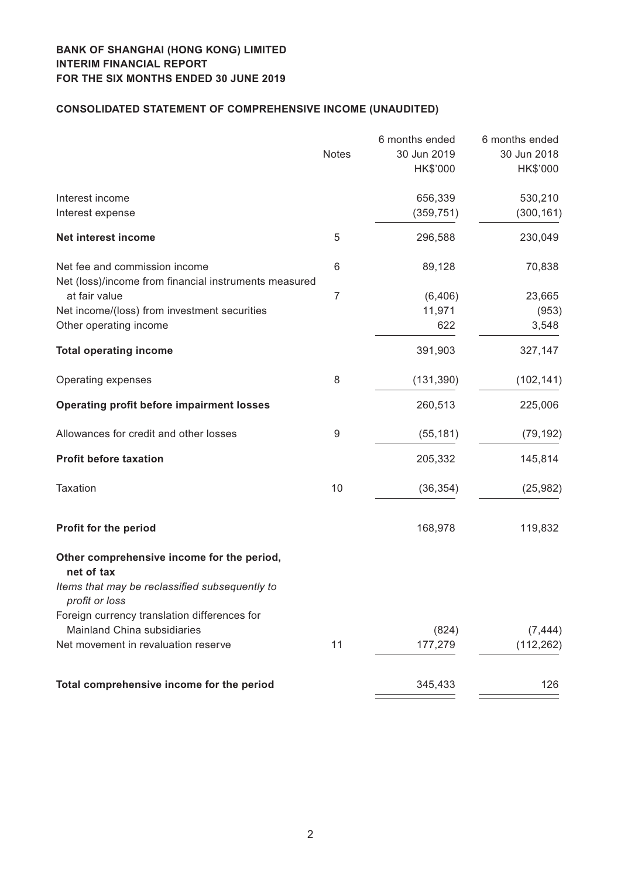**BANK OF SHANGHAI (HONG KONG) LIMITED**
**INTERIM FINANCIAL REPORT**
**FOR THE SIX MONTHS ENDED 30 JUNE 2019**

## CONSOLIDATED STATEMENT OF COMPREHENSIVE INCOME (UNAUDITED)

| | Notes | 6 months ended 30 Jun 2019 HK$'000 | 6 months ended 30 Jun 2018 HK$'000 |
|---|---|---|---|
| Interest income | | 656,339 | 530,210 |
| Interest expense | | (359,751) | (300,161) |
| **Net interest income** | 5 | 296,588 | 230,049 |
| Net fee and commission income | 6 | 89,128 | 70,838 |
| Net (loss)/income from financial instruments measured at fair value | 7 | (6,406) | 23,665 |
| Net income/(loss) from investment securities | | 11,971 | (953) |
| Other operating income | | 622 | 3,548 |
| **Total operating income** | | 391,903 | 327,147 |
| Operating expenses | 8 | (131,390) | (102,141) |
| **Operating profit before impairment losses** | | 260,513 | 225,006 |
| Allowances for credit and other losses | 9 | (55,181) | (79,192) |
| **Profit before taxation** | | 205,332 | 145,814 |
| Taxation | 10 | (36,354) | (25,982) |
| **Profit for the period** | | 168,978 | 119,832 |
| **Other comprehensive income for the period, net of tax** | | | |
| *Items that may be reclassified subsequently to profit or loss* | | | |
| Foreign currency translation differences for Mainland China subsidiaries | | (824) | (7,444) |
| Net movement in revaluation reserve | 11 | 177,279 | (112,262) |
| **Total comprehensive income for the period** | | 345,433 | 126 |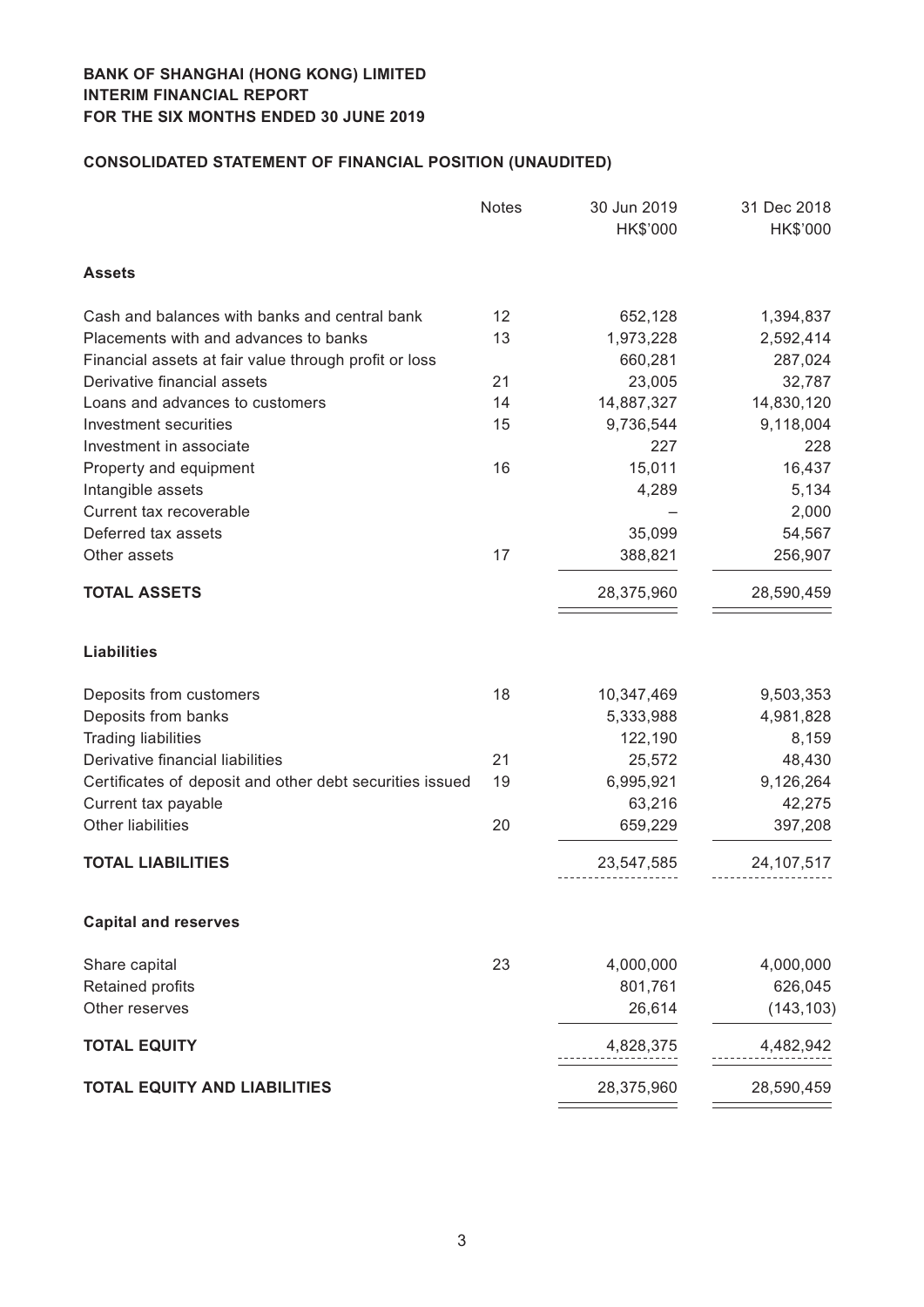**BANK OF SHANGHAI (HONG KONG) LIMITED**
**INTERIM FINANCIAL REPORT**
**FOR THE SIX MONTHS ENDED 30 JUNE 2019**

## CONSOLIDATED STATEMENT OF FINANCIAL POSITION (UNAUDITED)

| | Notes | 30 Jun 2019 HK$'000 | 31 Dec 2018 HK$'000 |
|---|---|---|---|
| **Assets** | | | |
| Cash and balances with banks and central bank | 12 | 652,128 | 1,394,837 |
| Placements with and advances to banks | 13 | 1,973,228 | 2,592,414 |
| Financial assets at fair value through profit or loss | | 660,281 | 287,024 |
| Derivative financial assets | 21 | 23,005 | 32,787 |
| Loans and advances to customers | 14 | 14,887,327 | 14,830,120 |
| Investment securities | 15 | 9,736,544 | 9,118,004 |
| Investment in associate | | 227 | 228 |
| Property and equipment | 16 | 15,011 | 16,437 |
| Intangible assets | | 4,289 | 5,134 |
| Current tax recoverable | | – | 2,000 |
| Deferred tax assets | | 35,099 | 54,567 |
| Other assets | 17 | 388,821 | 256,907 |
| **TOTAL ASSETS** | | 28,375,960 | 28,590,459 |
| **Liabilities** | | | |
| Deposits from customers | 18 | 10,347,469 | 9,503,353 |
| Deposits from banks | | 5,333,988 | 4,981,828 |
| Trading liabilities | | 122,190 | 8,159 |
| Derivative financial liabilities | 21 | 25,572 | 48,430 |
| Certificates of deposit and other debt securities issued | 19 | 6,995,921 | 9,126,264 |
| Current tax payable | | 63,216 | 42,275 |
| Other liabilities | 20 | 659,229 | 397,208 |
| **TOTAL LIABILITIES** | | 23,547,585 | 24,107,517 |
| **Capital and reserves** | | | |
| Share capital | 23 | 4,000,000 | 4,000,000 |
| Retained profits | | 801,761 | 626,045 |
| Other reserves | | 26,614 | (143,103) |
| **TOTAL EQUITY** | | 4,828,375 | 4,482,942 |
| **TOTAL EQUITY AND LIABILITIES** | | 28,375,960 | 28,590,459 |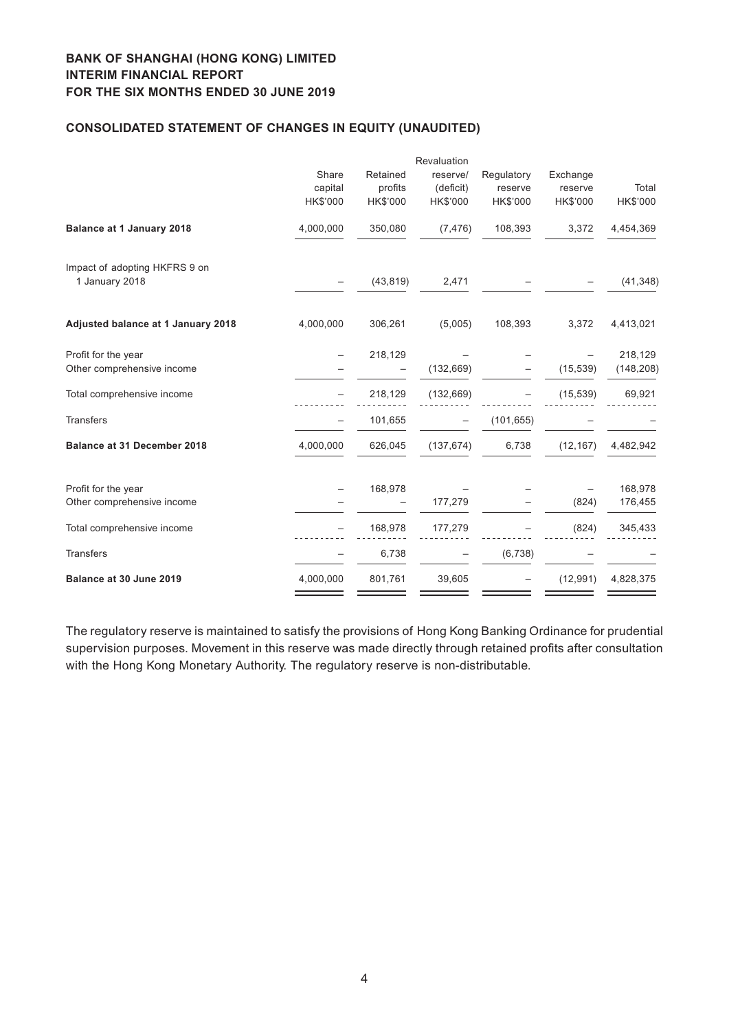**BANK OF SHANGHAI (HONG KONG) LIMITED**
**INTERIM FINANCIAL REPORT**
**FOR THE SIX MONTHS ENDED 30 JUNE 2019**

## CONSOLIDATED STATEMENT OF CHANGES IN EQUITY (UNAUDITED)

| | Share capital HK$'000 | Retained profits HK$'000 | Revaluation reserve/ (deficit) HK$'000 | Regulatory reserve HK$'000 | Exchange reserve HK$'000 | Total HK$'000 |
|---|---|---|---|---|---|---|
| **Balance at 1 January 2018** | 4,000,000 | 350,080 | (7,476) | 108,393 | 3,372 | 4,454,369 |
| Impact of adopting HKFRS 9 on 1 January 2018 | – | (43,819) | 2,471 | – | – | (41,348) |
| **Adjusted balance at 1 January 2018** | 4,000,000 | 306,261 | (5,005) | 108,393 | 3,372 | 4,413,021 |
| Profit for the year | – | 218,129 | – | – | – | 218,129 |
| Other comprehensive income | – | – | (132,669) | – | (15,539) | (148,208) |
| Total comprehensive income | – | 218,129 | (132,669) | – | (15,539) | 69,921 |
| Transfers | – | 101,655 | – | (101,655) | – | – |
| **Balance at 31 December 2018** | 4,000,000 | 626,045 | (137,674) | 6,738 | (12,167) | 4,482,942 |
| Profit for the year | – | 168,978 | – | – | – | 168,978 |
| Other comprehensive income | – | – | 177,279 | – | (824) | 176,455 |
| Total comprehensive income | – | 168,978 | 177,279 | – | (824) | 345,433 |
| Transfers | – | 6,738 | – | (6,738) | – | – |
| **Balance at 30 June 2019** | 4,000,000 | 801,761 | 39,605 | – | (12,991) | 4,828,375 |

The regulatory reserve is maintained to satisfy the provisions of Hong Kong Banking Ordinance for prudential supervision purposes. Movement in this reserve was made directly through retained profits after consultation with the Hong Kong Monetary Authority. The regulatory reserve is non-distributable.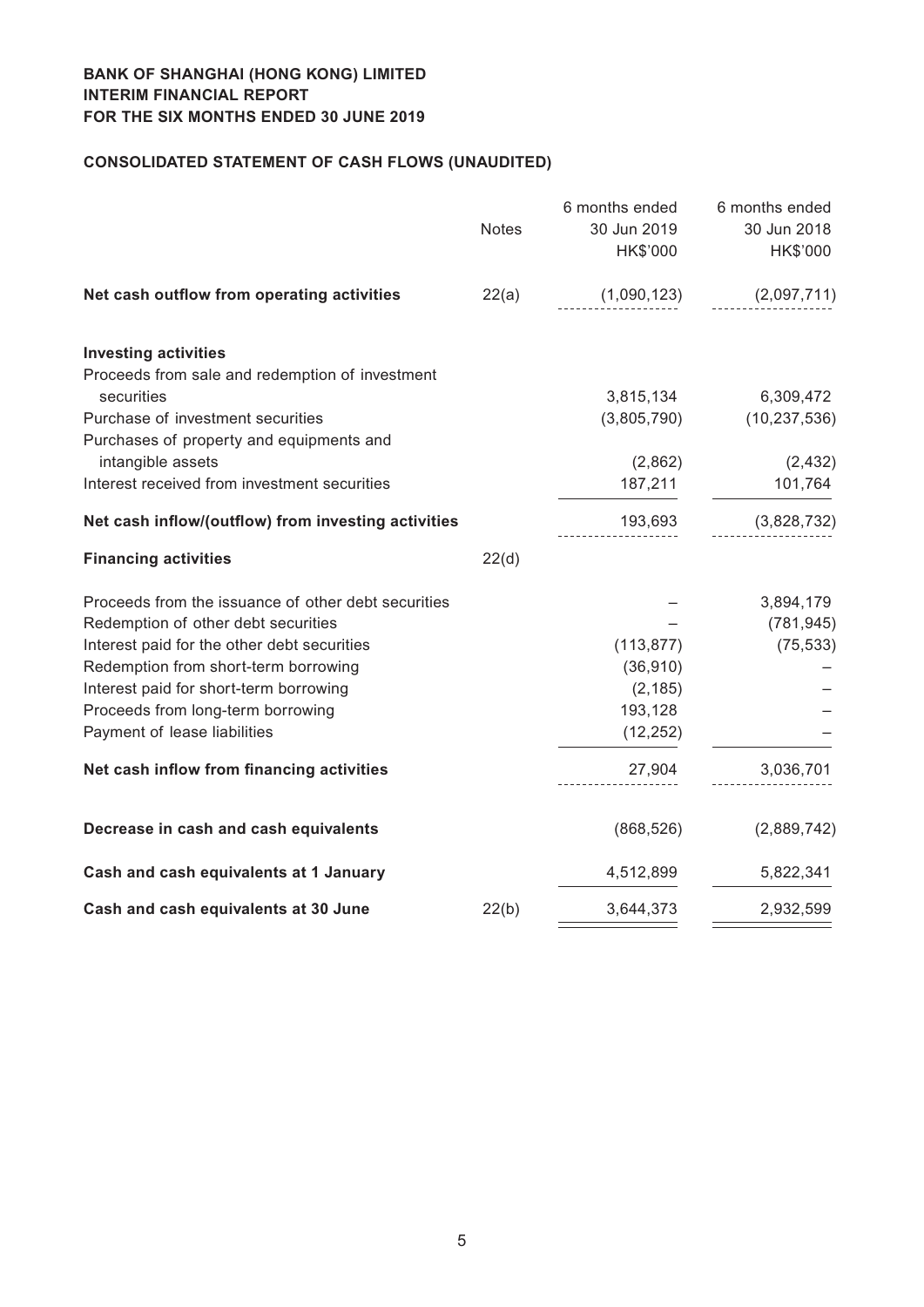**BANK OF SHANGHAI (HONG KONG) LIMITED**
**INTERIM FINANCIAL REPORT**
**FOR THE SIX MONTHS ENDED 30 JUNE 2019**

## CONSOLIDATED STATEMENT OF CASH FLOWS (UNAUDITED)

| | Notes | 6 months ended 30 Jun 2019 HK$'000 | 6 months ended 30 Jun 2018 HK$'000 |
|---|---|---|---|
| **Net cash outflow from operating activities** | 22(a) | (1,090,123) | (2,097,711) |
| **Investing activities** | | | |
| Proceeds from sale and redemption of investment securities | | 3,815,134 | 6,309,472 |
| Purchase of investment securities | | (3,805,790) | (10,237,536) |
| Purchases of property and equipments and intangible assets | | (2,862) | (2,432) |
| Interest received from investment securities | | 187,211 | 101,764 |
| **Net cash inflow/(outflow) from investing activities** | | 193,693 | (3,828,732) |
| **Financing activities** | 22(d) | | |
| Proceeds from the issuance of other debt securities | | – | 3,894,179 |
| Redemption of other debt securities | | – | (781,945) |
| Interest paid for the other debt securities | | (113,877) | (75,533) |
| Redemption from short-term borrowing | | (36,910) | – |
| Interest paid for short-term borrowing | | (2,185) | – |
| Proceeds from long-term borrowing | | 193,128 | – |
| Payment of lease liabilities | | (12,252) | – |
| **Net cash inflow from financing activities** | | 27,904 | 3,036,701 |
| **Decrease in cash and cash equivalents** | | (868,526) | (2,889,742) |
| **Cash and cash equivalents at 1 January** | | 4,512,899 | 5,822,341 |
| **Cash and cash equivalents at 30 June** | 22(b) | 3,644,373 | 2,932,599 |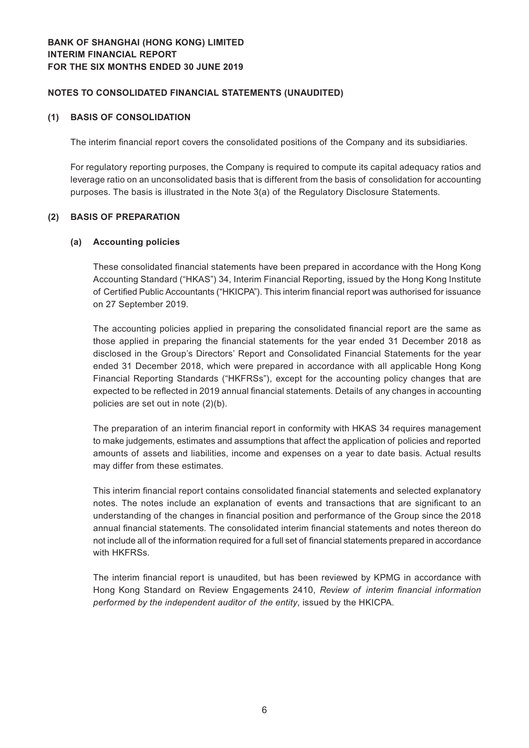# BANK OF SHANGHAI (HONG KONG) LIMITED
# INTERIM FINANCIAL REPORT
# FOR THE SIX MONTHS ENDED 30 JUNE 2019

## NOTES TO CONSOLIDATED FINANCIAL STATEMENTS (UNAUDITED)

### (1) BASIS OF CONSOLIDATION

The interim financial report covers the consolidated positions of the Company and its subsidiaries.

For regulatory reporting purposes, the Company is required to compute its capital adequacy ratios and leverage ratio on an unconsolidated basis that is different from the basis of consolidation for accounting purposes. The basis is illustrated in the Note 3(a) of the Regulatory Disclosure Statements.

### (2) BASIS OF PREPARATION

#### (a) Accounting policies

These consolidated financial statements have been prepared in accordance with the Hong Kong Accounting Standard ("HKAS") 34, Interim Financial Reporting, issued by the Hong Kong Institute of Certified Public Accountants ("HKICPA"). This interim financial report was authorised for issuance on 27 September 2019.

The accounting policies applied in preparing the consolidated financial report are the same as those applied in preparing the financial statements for the year ended 31 December 2018 as disclosed in the Group's Directors' Report and Consolidated Financial Statements for the year ended 31 December 2018, which were prepared in accordance with all applicable Hong Kong Financial Reporting Standards ("HKFRSs"), except for the accounting policy changes that are expected to be reflected in 2019 annual financial statements. Details of any changes in accounting policies are set out in note (2)(b).

The preparation of an interim financial report in conformity with HKAS 34 requires management to make judgements, estimates and assumptions that affect the application of policies and reported amounts of assets and liabilities, income and expenses on a year to date basis. Actual results may differ from these estimates.

This interim financial report contains consolidated financial statements and selected explanatory notes. The notes include an explanation of events and transactions that are significant to an understanding of the changes in financial position and performance of the Group since the 2018 annual financial statements. The consolidated interim financial statements and notes thereon do not include all of the information required for a full set of financial statements prepared in accordance with HKFRSs.

The interim financial report is unaudited, but has been reviewed by KPMG in accordance with Hong Kong Standard on Review Engagements 2410, *Review of interim financial information performed by the independent auditor of the entity*, issued by the HKICPA.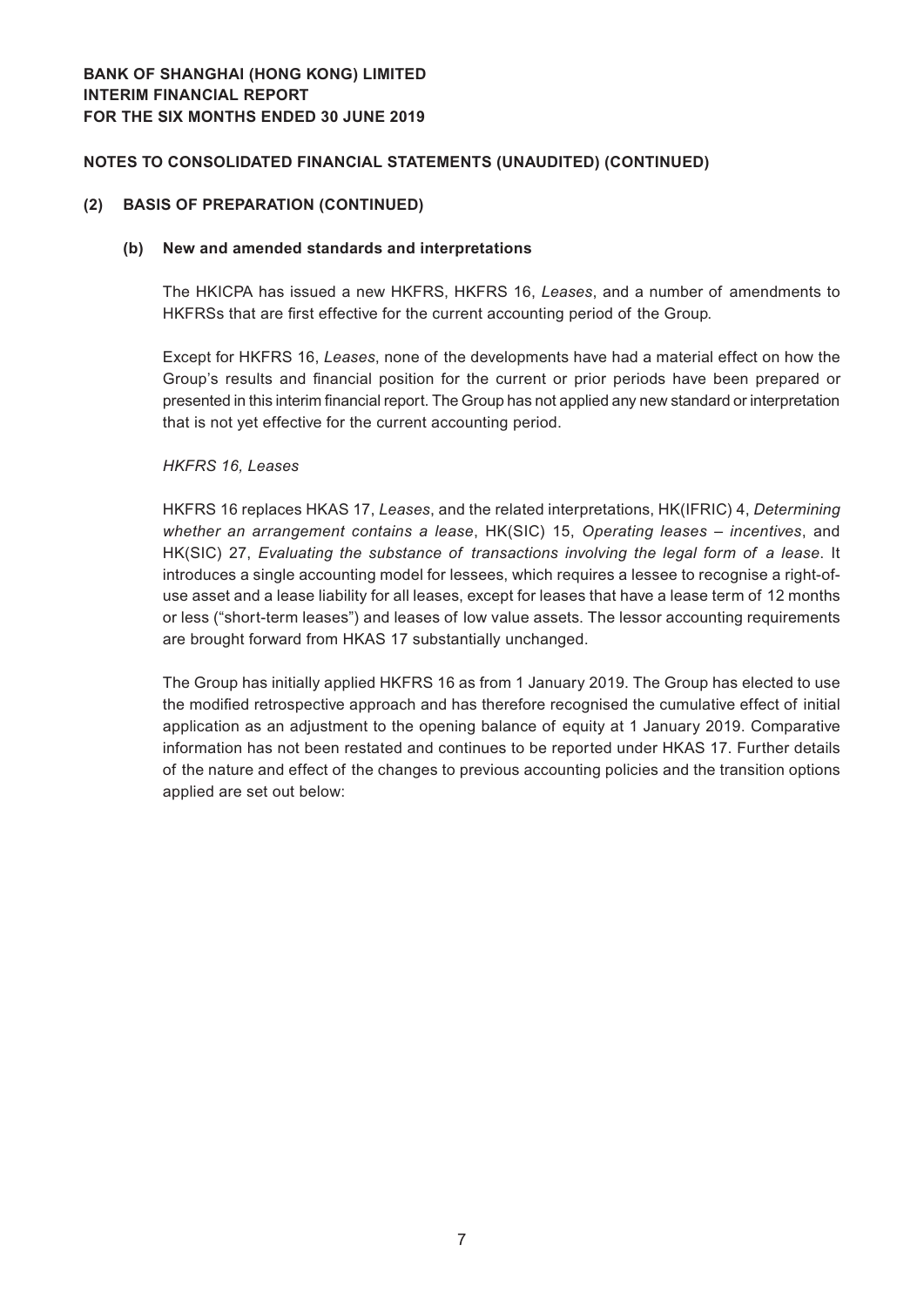**BANK OF SHANGHAI (HONG KONG) LIMITED**
**INTERIM FINANCIAL REPORT**
**FOR THE SIX MONTHS ENDED 30 JUNE 2019**

**NOTES TO CONSOLIDATED FINANCIAL STATEMENTS (UNAUDITED) (CONTINUED)**

## (2) BASIS OF PREPARATION (CONTINUED)

### (b) New and amended standards and interpretations

The HKICPA has issued a new HKFRS, HKFRS 16, *Leases*, and a number of amendments to HKFRSs that are first effective for the current accounting period of the Group.

Except for HKFRS 16, *Leases*, none of the developments have had a material effect on how the Group's results and financial position for the current or prior periods have been prepared or presented in this interim financial report. The Group has not applied any new standard or interpretation that is not yet effective for the current accounting period.

*HKFRS 16, Leases*

HKFRS 16 replaces HKAS 17, *Leases*, and the related interpretations, HK(IFRIC) 4, *Determining whether an arrangement contains a lease*, HK(SIC) 15, *Operating leases – incentives*, and HK(SIC) 27, *Evaluating the substance of transactions involving the legal form of a lease*. It introduces a single accounting model for lessees, which requires a lessee to recognise a right-of-use asset and a lease liability for all leases, except for leases that have a lease term of 12 months or less ("short-term leases") and leases of low value assets. The lessor accounting requirements are brought forward from HKAS 17 substantially unchanged.

The Group has initially applied HKFRS 16 as from 1 January 2019. The Group has elected to use the modified retrospective approach and has therefore recognised the cumulative effect of initial application as an adjustment to the opening balance of equity at 1 January 2019. Comparative information has not been restated and continues to be reported under HKAS 17. Further details of the nature and effect of the changes to previous accounting policies and the transition options applied are set out below: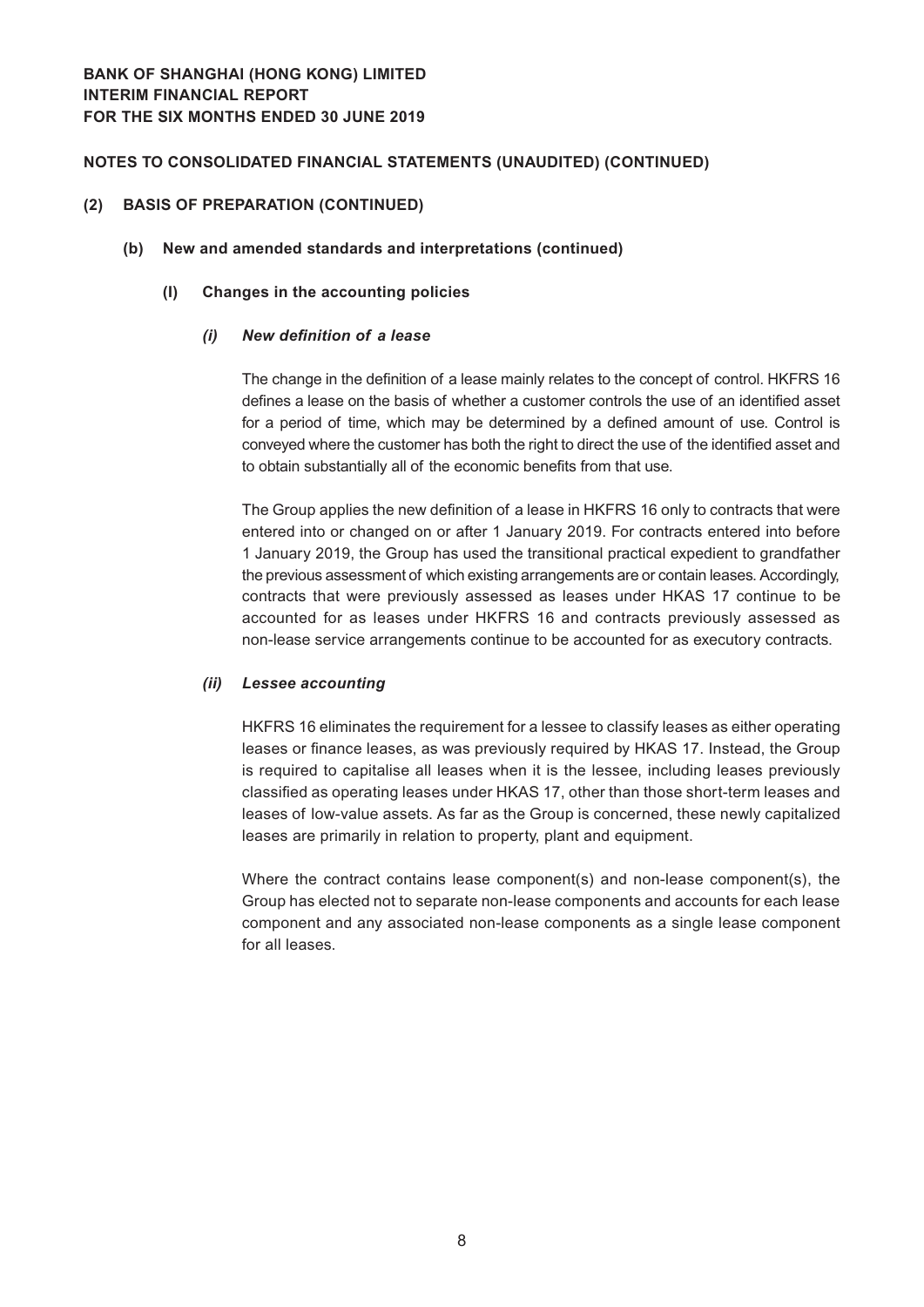## NOTES TO CONSOLIDATED FINANCIAL STATEMENTS (UNAUDITED) (CONTINUED)

### (2) BASIS OF PREPARATION (CONTINUED)

#### (b) New and amended standards and interpretations (continued)

##### (I) Changes in the accounting policies

###### *(i) New definition of a lease*

The change in the definition of a lease mainly relates to the concept of control. HKFRS 16 defines a lease on the basis of whether a customer controls the use of an identified asset for a period of time, which may be determined by a defined amount of use. Control is conveyed where the customer has both the right to direct the use of the identified asset and to obtain substantially all of the economic benefits from that use.

The Group applies the new definition of a lease in HKFRS 16 only to contracts that were entered into or changed on or after 1 January 2019. For contracts entered into before 1 January 2019, the Group has used the transitional practical expedient to grandfather the previous assessment of which existing arrangements are or contain leases. Accordingly, contracts that were previously assessed as leases under HKAS 17 continue to be accounted for as leases under HKFRS 16 and contracts previously assessed as non-lease service arrangements continue to be accounted for as executory contracts.

###### *(ii) Lessee accounting*

HKFRS 16 eliminates the requirement for a lessee to classify leases as either operating leases or finance leases, as was previously required by HKAS 17. Instead, the Group is required to capitalise all leases when it is the lessee, including leases previously classified as operating leases under HKAS 17, other than those short-term leases and leases of low-value assets. As far as the Group is concerned, these newly capitalized leases are primarily in relation to property, plant and equipment.

Where the contract contains lease component(s) and non-lease component(s), the Group has elected not to separate non-lease components and accounts for each lease component and any associated non-lease components as a single lease component for all leases.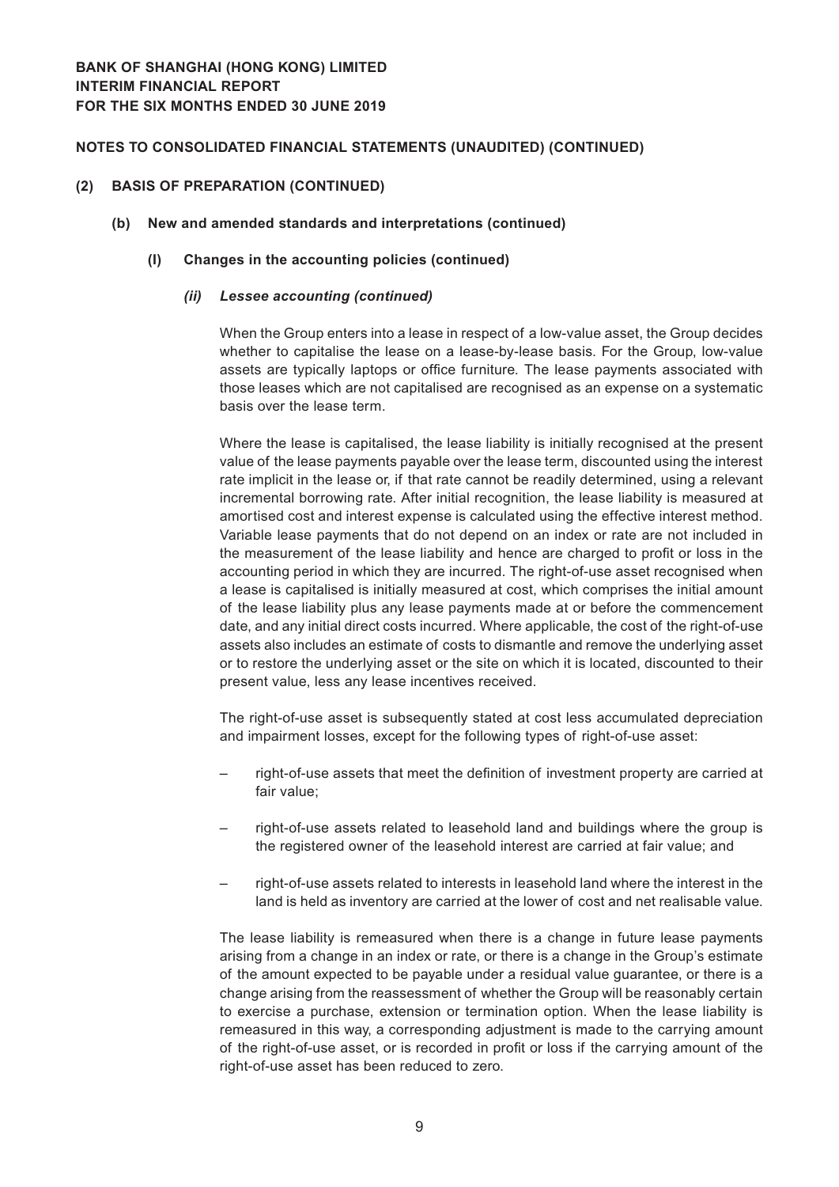## NOTES TO CONSOLIDATED FINANCIAL STATEMENTS (UNAUDITED) (CONTINUED)

### (2) BASIS OF PREPARATION (CONTINUED)

#### (b) New and amended standards and interpretations (continued)

##### (I) Changes in the accounting policies (continued)

###### *(ii) Lessee accounting (continued)*

When the Group enters into a lease in respect of a low-value asset, the Group decides whether to capitalise the lease on a lease-by-lease basis. For the Group, low-value assets are typically laptops or office furniture. The lease payments associated with those leases which are not capitalised are recognised as an expense on a systematic basis over the lease term.

Where the lease is capitalised, the lease liability is initially recognised at the present value of the lease payments payable over the lease term, discounted using the interest rate implicit in the lease or, if that rate cannot be readily determined, using a relevant incremental borrowing rate. After initial recognition, the lease liability is measured at amortised cost and interest expense is calculated using the effective interest method. Variable lease payments that do not depend on an index or rate are not included in the measurement of the lease liability and hence are charged to profit or loss in the accounting period in which they are incurred. The right-of-use asset recognised when a lease is capitalised is initially measured at cost, which comprises the initial amount of the lease liability plus any lease payments made at or before the commencement date, and any initial direct costs incurred. Where applicable, the cost of the right-of-use assets also includes an estimate of costs to dismantle and remove the underlying asset or to restore the underlying asset or the site on which it is located, discounted to their present value, less any lease incentives received.

The right-of-use asset is subsequently stated at cost less accumulated depreciation and impairment losses, except for the following types of right-of-use asset:

- right-of-use assets that meet the definition of investment property are carried at fair value;
- right-of-use assets related to leasehold land and buildings where the group is the registered owner of the leasehold interest are carried at fair value; and
- right-of-use assets related to interests in leasehold land where the interest in the land is held as inventory are carried at the lower of cost and net realisable value.

The lease liability is remeasured when there is a change in future lease payments arising from a change in an index or rate, or there is a change in the Group's estimate of the amount expected to be payable under a residual value guarantee, or there is a change arising from the reassessment of whether the Group will be reasonably certain to exercise a purchase, extension or termination option. When the lease liability is remeasured in this way, a corresponding adjustment is made to the carrying amount of the right-of-use asset, or is recorded in profit or loss if the carrying amount of the right-of-use asset has been reduced to zero.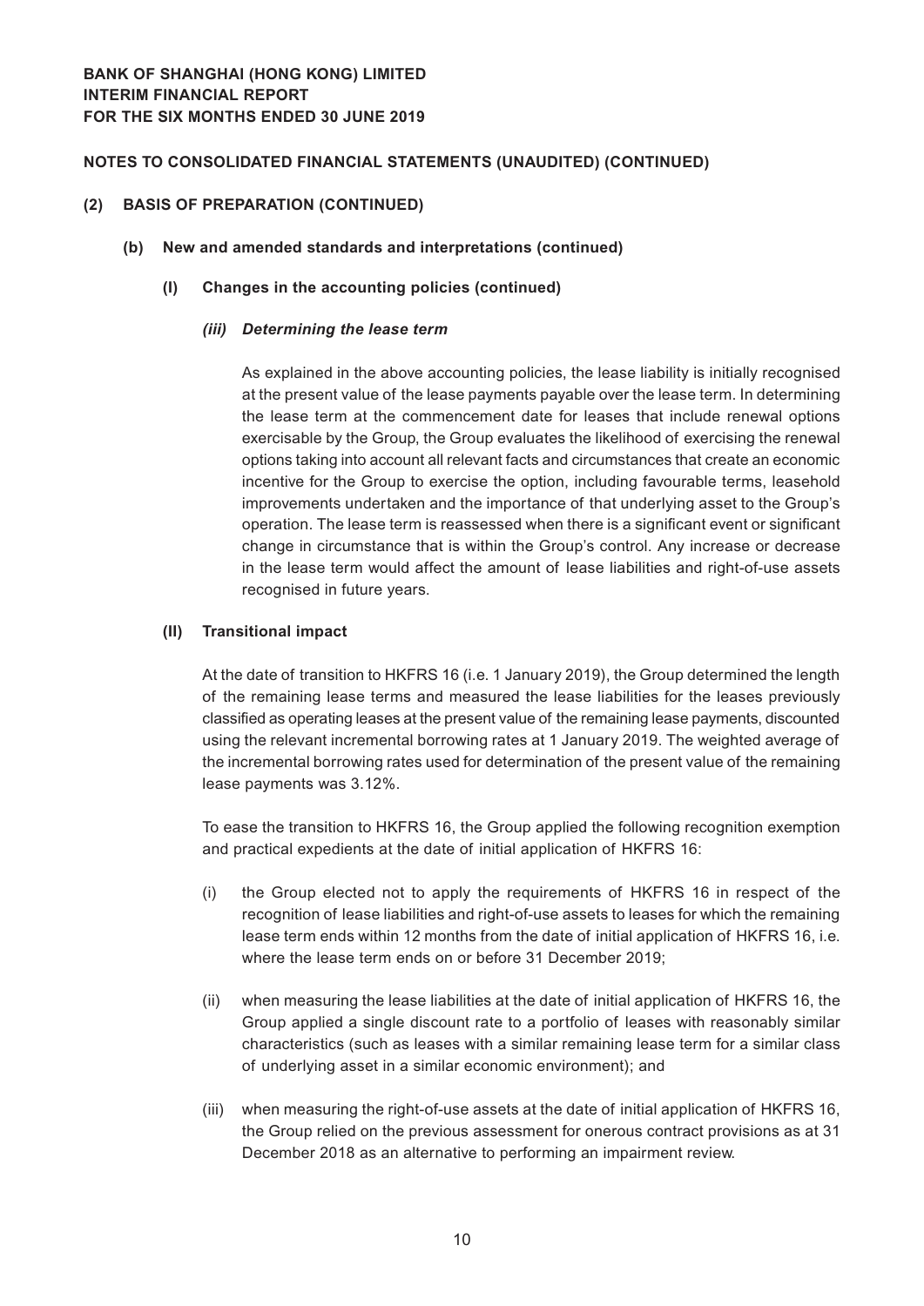## NOTES TO CONSOLIDATED FINANCIAL STATEMENTS (UNAUDITED) (CONTINUED)

### (2) BASIS OF PREPARATION (CONTINUED)

#### (b) New and amended standards and interpretations (continued)

##### (I) Changes in the accounting policies (continued)

***(iii) Determining the lease term***

As explained in the above accounting policies, the lease liability is initially recognised at the present value of the lease payments payable over the lease term. In determining the lease term at the commencement date for leases that include renewal options exercisable by the Group, the Group evaluates the likelihood of exercising the renewal options taking into account all relevant facts and circumstances that create an economic incentive for the Group to exercise the option, including favourable terms, leasehold improvements undertaken and the importance of that underlying asset to the Group's operation. The lease term is reassessed when there is a significant event or significant change in circumstance that is within the Group's control. Any increase or decrease in the lease term would affect the amount of lease liabilities and right-of-use assets recognised in future years.

##### (II) Transitional impact

At the date of transition to HKFRS 16 (i.e. 1 January 2019), the Group determined the length of the remaining lease terms and measured the lease liabilities for the leases previously classified as operating leases at the present value of the remaining lease payments, discounted using the relevant incremental borrowing rates at 1 January 2019. The weighted average of the incremental borrowing rates used for determination of the present value of the remaining lease payments was 3.12%.

To ease the transition to HKFRS 16, the Group applied the following recognition exemption and practical expedients at the date of initial application of HKFRS 16:

(i) the Group elected not to apply the requirements of HKFRS 16 in respect of the recognition of lease liabilities and right-of-use assets to leases for which the remaining lease term ends within 12 months from the date of initial application of HKFRS 16, i.e. where the lease term ends on or before 31 December 2019;

(ii) when measuring the lease liabilities at the date of initial application of HKFRS 16, the Group applied a single discount rate to a portfolio of leases with reasonably similar characteristics (such as leases with a similar remaining lease term for a similar class of underlying asset in a similar economic environment); and

(iii) when measuring the right-of-use assets at the date of initial application of HKFRS 16, the Group relied on the previous assessment for onerous contract provisions as at 31 December 2018 as an alternative to performing an impairment review.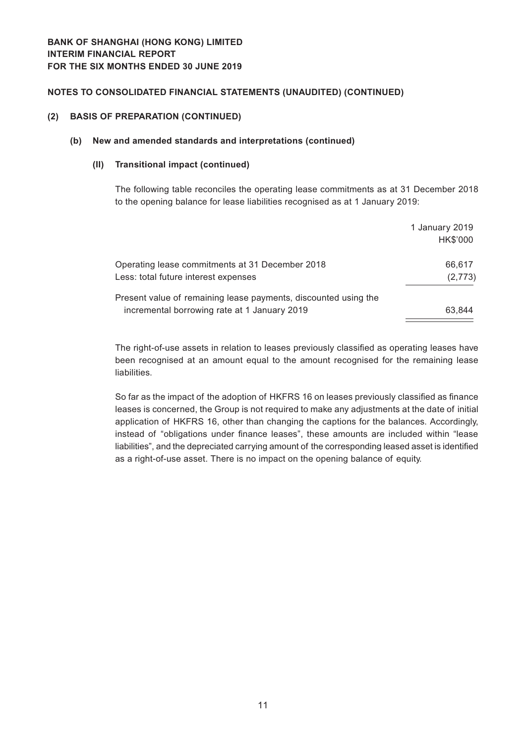## NOTES TO CONSOLIDATED FINANCIAL STATEMENTS (UNAUDITED) (CONTINUED)

### (2) BASIS OF PREPARATION (CONTINUED)

#### (b) New and amended standards and interpretations (continued)

##### (II) Transitional impact (continued)

The following table reconciles the operating lease commitments as at 31 December 2018 to the opening balance for lease liabilities recognised as at 1 January 2019:

| | 1 January 2019 HK$'000 |
|---|---|
| Operating lease commitments at 31 December 2018 | 66,617 |
| Less: total future interest expenses | (2,773) |
| Present value of remaining lease payments, discounted using the incremental borrowing rate at 1 January 2019 | 63,844 |

The right-of-use assets in relation to leases previously classified as operating leases have been recognised at an amount equal to the amount recognised for the remaining lease liabilities.

So far as the impact of the adoption of HKFRS 16 on leases previously classified as finance leases is concerned, the Group is not required to make any adjustments at the date of initial application of HKFRS 16, other than changing the captions for the balances. Accordingly, instead of "obligations under finance leases", these amounts are included within "lease liabilities", and the depreciated carrying amount of the corresponding leased asset is identified as a right-of-use asset. There is no impact on the opening balance of equity.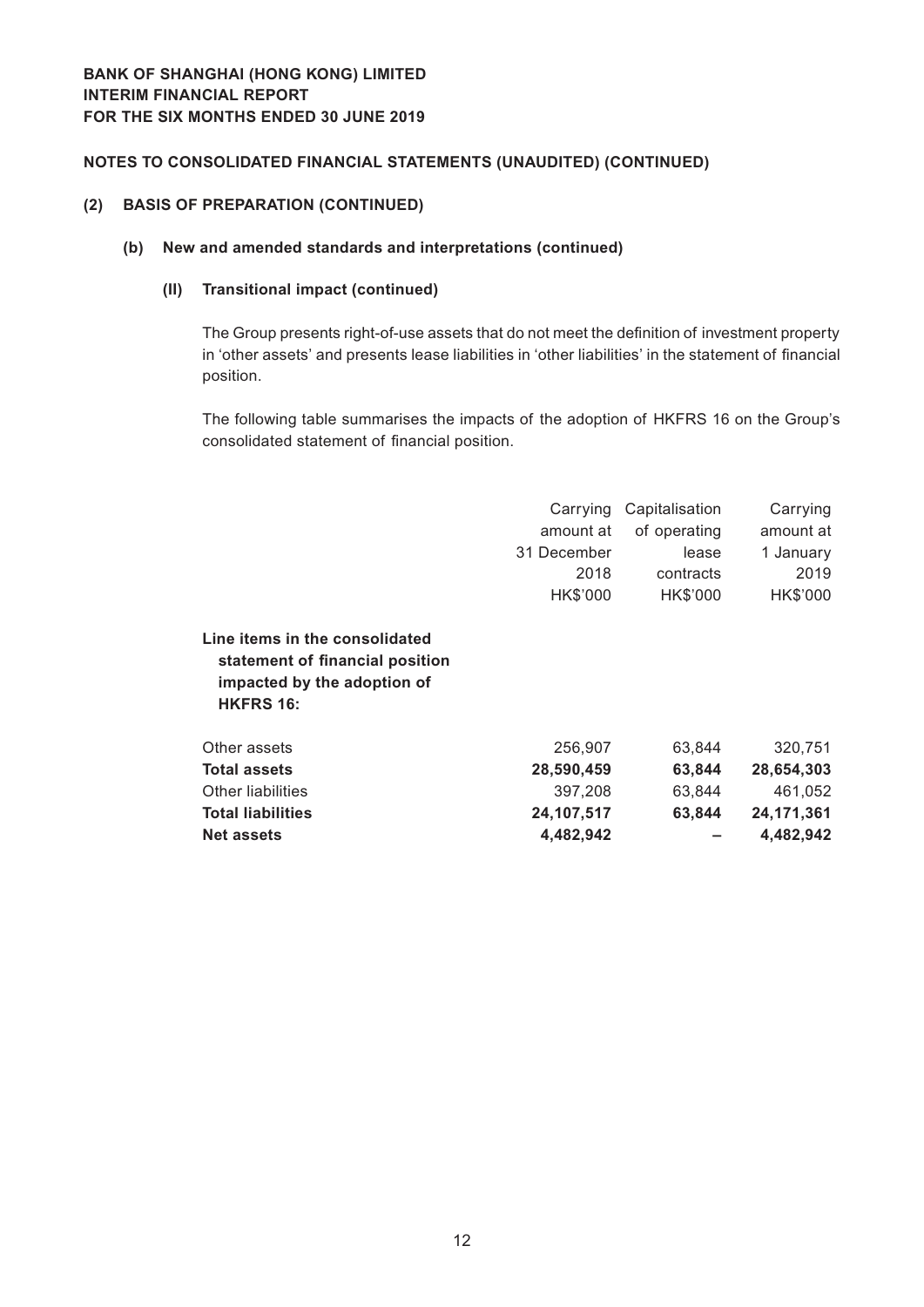**NOTES TO CONSOLIDATED FINANCIAL STATEMENTS (UNAUDITED) (CONTINUED)**

## (2) BASIS OF PREPARATION (CONTINUED)

### (b) New and amended standards and interpretations (continued)

#### (II) Transitional impact (continued)

The Group presents right-of-use assets that do not meet the definition of investment property in 'other assets' and presents lease liabilities in 'other liabilities' in the statement of financial position.

The following table summarises the impacts of the adoption of HKFRS 16 on the Group's consolidated statement of financial position.

| | Carrying amount at 31 December 2018 HK$'000 | Capitalisation of operating lease contracts HK$'000 | Carrying amount at 1 January 2019 HK$'000 |
|---|---|---|---|
| **Line items in the consolidated statement of financial position impacted by the adoption of HKFRS 16:** | | | |
| Other assets | 256,907 | 63,844 | 320,751 |
| **Total assets** | **28,590,459** | **63,844** | **28,654,303** |
| Other liabilities | 397,208 | 63,844 | 461,052 |
| **Total liabilities** | **24,107,517** | **63,844** | **24,171,361** |
| **Net assets** | **4,482,942** | **–** | **4,482,942** |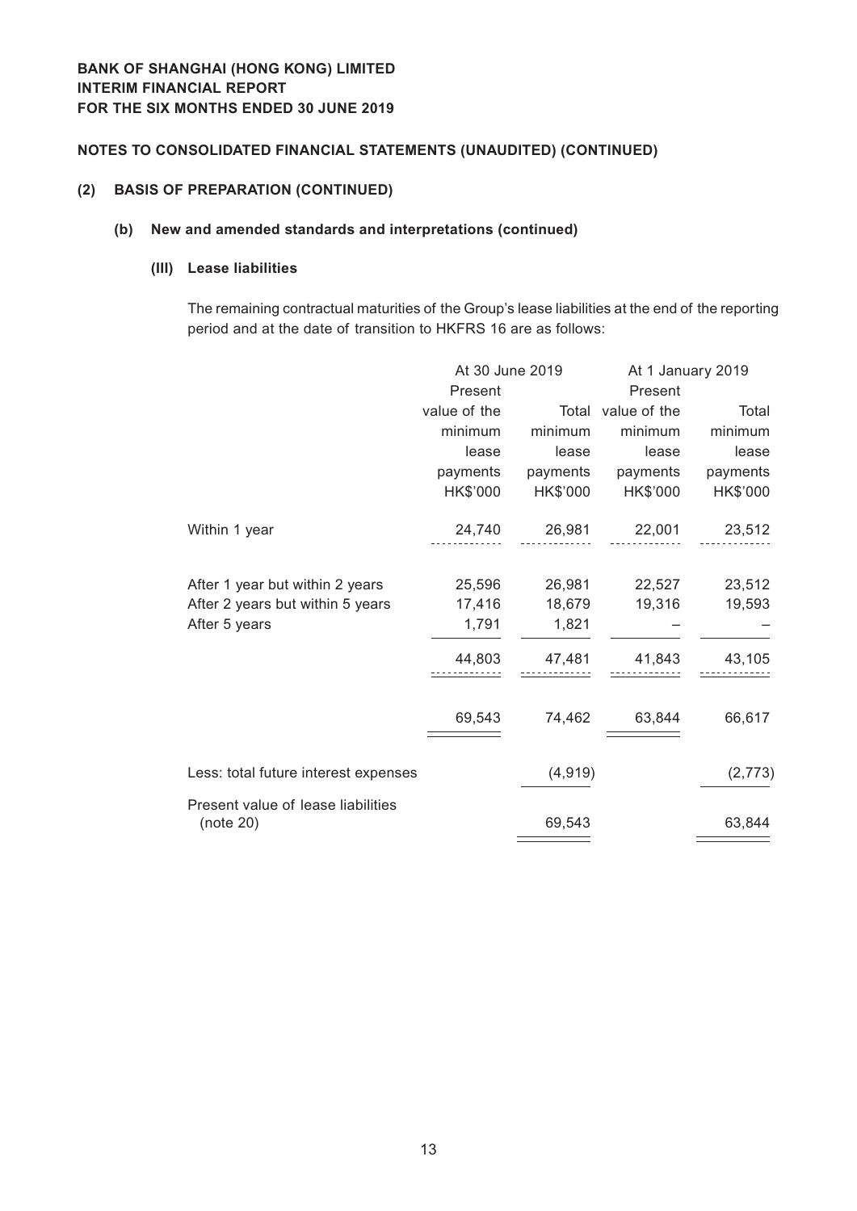**BANK OF SHANGHAI (HONG KONG) LIMITED**
**INTERIM FINANCIAL REPORT**
**FOR THE SIX MONTHS ENDED 30 JUNE 2019**

**NOTES TO CONSOLIDATED FINANCIAL STATEMENTS (UNAUDITED) (CONTINUED)**

## (2) BASIS OF PREPARATION (CONTINUED)

### (b) New and amended standards and interpretations (continued)

#### (III) Lease liabilities

The remaining contractual maturities of the Group's lease liabilities at the end of the reporting period and at the date of transition to HKFRS 16 are as follows:

| | At 30 June 2019 | | At 1 January 2019 | |
|---|---|---|---|---|
| | Present value of the minimum lease payments HK$'000 | Total minimum lease payments HK$'000 | Present value of the minimum lease payments HK$'000 | Total minimum lease payments HK$'000 |
| Within 1 year | 24,740 | 26,981 | 22,001 | 23,512 |
| After 1 year but within 2 years | 25,596 | 26,981 | 22,527 | 23,512 |
| After 2 years but within 5 years | 17,416 | 18,679 | 19,316 | 19,593 |
| After 5 years | 1,791 | 1,821 | – | – |
| | 44,803 | 47,481 | 41,843 | 43,105 |
| | 69,543 | 74,462 | 63,844 | 66,617 |
| Less: total future interest expenses | | (4,919) | | (2,773) |
| Present value of lease liabilities (note 20) | | 69,543 | | 63,844 |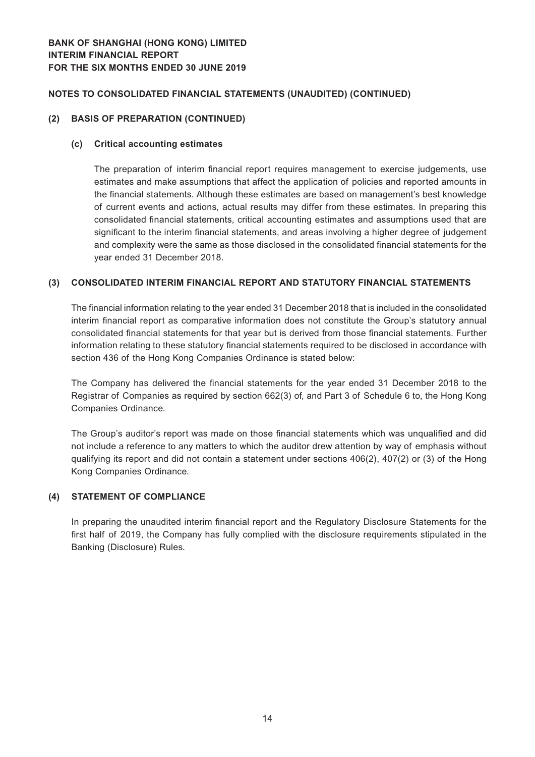## NOTES TO CONSOLIDATED FINANCIAL STATEMENTS (UNAUDITED) (CONTINUED)

### (2) BASIS OF PREPARATION (CONTINUED)

#### (c) Critical accounting estimates

The preparation of interim financial report requires management to exercise judgements, use estimates and make assumptions that affect the application of policies and reported amounts in the financial statements. Although these estimates are based on management's best knowledge of current events and actions, actual results may differ from these estimates. In preparing this consolidated financial statements, critical accounting estimates and assumptions used that are significant to the interim financial statements, and areas involving a higher degree of judgement and complexity were the same as those disclosed in the consolidated financial statements for the year ended 31 December 2018.

### (3) CONSOLIDATED INTERIM FINANCIAL REPORT AND STATUTORY FINANCIAL STATEMENTS

The financial information relating to the year ended 31 December 2018 that is included in the consolidated interim financial report as comparative information does not constitute the Group's statutory annual consolidated financial statements for that year but is derived from those financial statements. Further information relating to these statutory financial statements required to be disclosed in accordance with section 436 of the Hong Kong Companies Ordinance is stated below:

The Company has delivered the financial statements for the year ended 31 December 2018 to the Registrar of Companies as required by section 662(3) of, and Part 3 of Schedule 6 to, the Hong Kong Companies Ordinance.

The Group's auditor's report was made on those financial statements which was unqualified and did not include a reference to any matters to which the auditor drew attention by way of emphasis without qualifying its report and did not contain a statement under sections 406(2), 407(2) or (3) of the Hong Kong Companies Ordinance.

### (4) STATEMENT OF COMPLIANCE

In preparing the unaudited interim financial report and the Regulatory Disclosure Statements for the first half of 2019, the Company has fully complied with the disclosure requirements stipulated in the Banking (Disclosure) Rules.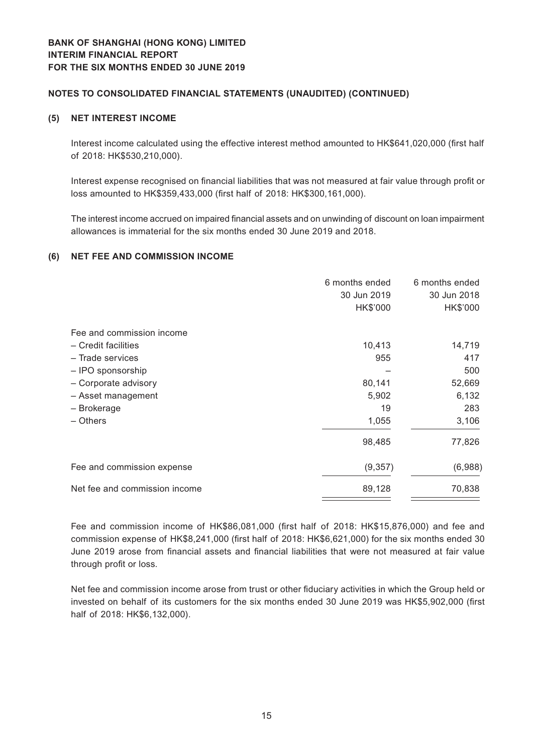# BANK OF SHANGHAI (HONG KONG) LIMITED
# INTERIM FINANCIAL REPORT
# FOR THE SIX MONTHS ENDED 30 JUNE 2019

## NOTES TO CONSOLIDATED FINANCIAL STATEMENTS (UNAUDITED) (CONTINUED)

### (5) NET INTEREST INCOME

Interest income calculated using the effective interest method amounted to HK$641,020,000 (first half of 2018: HK$530,210,000).

Interest expense recognised on financial liabilities that was not measured at fair value through profit or loss amounted to HK$359,433,000 (first half of 2018: HK$300,161,000).

The interest income accrued on impaired financial assets and on unwinding of discount on loan impairment allowances is immaterial for the six months ended 30 June 2019 and 2018.

### (6) NET FEE AND COMMISSION INCOME

| | 6 months ended 30 Jun 2019 HK$'000 | 6 months ended 30 Jun 2018 HK$'000 |
|---|---|---|
| Fee and commission income | | |
| – Credit facilities | 10,413 | 14,719 |
| – Trade services | 955 | 417 |
| – IPO sponsorship | – | 500 |
| – Corporate advisory | 80,141 | 52,669 |
| – Asset management | 5,902 | 6,132 |
| – Brokerage | 19 | 283 |
| – Others | 1,055 | 3,106 |
| | 98,485 | 77,826 |
| Fee and commission expense | (9,357) | (6,988) |
| Net fee and commission income | 89,128 | 70,838 |

Fee and commission income of HK$86,081,000 (first half of 2018: HK$15,876,000) and fee and commission expense of HK$8,241,000 (first half of 2018: HK$6,621,000) for the six months ended 30 June 2019 arose from financial assets and financial liabilities that were not measured at fair value through profit or loss.

Net fee and commission income arose from trust or other fiduciary activities in which the Group held or invested on behalf of its customers for the six months ended 30 June 2019 was HK$5,902,000 (first half of 2018: HK$6,132,000).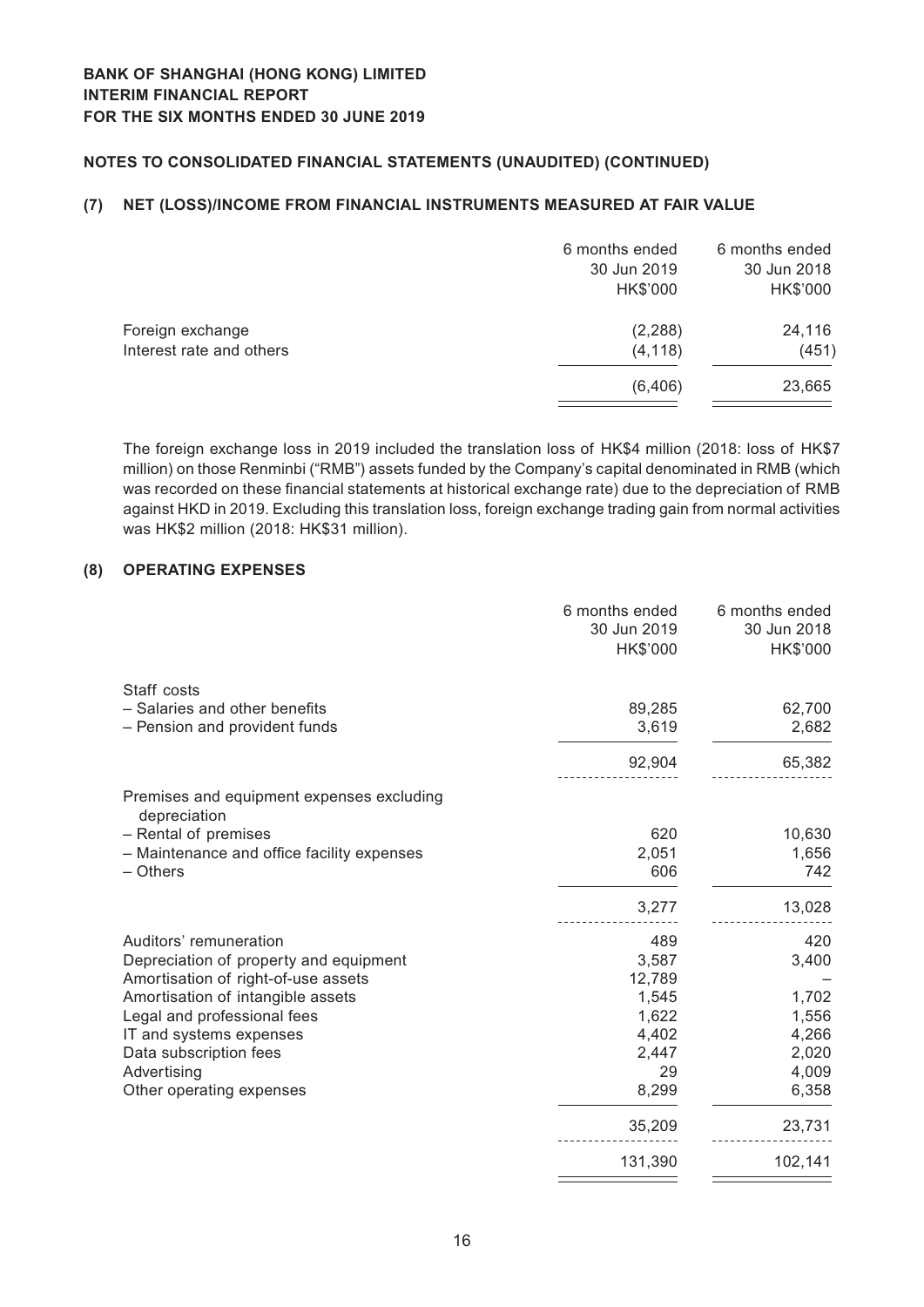## NOTES TO CONSOLIDATED FINANCIAL STATEMENTS (UNAUDITED) (CONTINUED)

### (7) NET (LOSS)/INCOME FROM FINANCIAL INSTRUMENTS MEASURED AT FAIR VALUE

| | 6 months ended 30 Jun 2019 HK$'000 | 6 months ended 30 Jun 2018 HK$'000 |
|---|---|---|
| Foreign exchange | (2,288) | 24,116 |
| Interest rate and others | (4,118) | (451) |
| | (6,406) | 23,665 |

The foreign exchange loss in 2019 included the translation loss of HK$4 million (2018: loss of HK$7 million) on those Renminbi ("RMB") assets funded by the Company's capital denominated in RMB (which was recorded on these financial statements at historical exchange rate) due to the depreciation of RMB against HKD in 2019. Excluding this translation loss, foreign exchange trading gain from normal activities was HK$2 million (2018: HK$31 million).

### (8) OPERATING EXPENSES

| | 6 months ended 30 Jun 2019 HK$'000 | 6 months ended 30 Jun 2018 HK$'000 |
|---|---|---|
| Staff costs | | |
| – Salaries and other benefits | 89,285 | 62,700 |
| – Pension and provident funds | 3,619 | 2,682 |
| | 92,904 | 65,382 |
| Premises and equipment expenses excluding depreciation | | |
| – Rental of premises | 620 | 10,630 |
| – Maintenance and office facility expenses | 2,051 | 1,656 |
| – Others | 606 | 742 |
| | 3,277 | 13,028 |
| Auditors' remuneration | 489 | 420 |
| Depreciation of property and equipment | 3,587 | 3,400 |
| Amortisation of right-of-use assets | 12,789 | – |
| Amortisation of intangible assets | 1,545 | 1,702 |
| Legal and professional fees | 1,622 | 1,556 |
| IT and systems expenses | 4,402 | 4,266 |
| Data subscription fees | 2,447 | 2,020 |
| Advertising | 29 | 4,009 |
| Other operating expenses | 8,299 | 6,358 |
| | 35,209 | 23,731 |
| | 131,390 | 102,141 |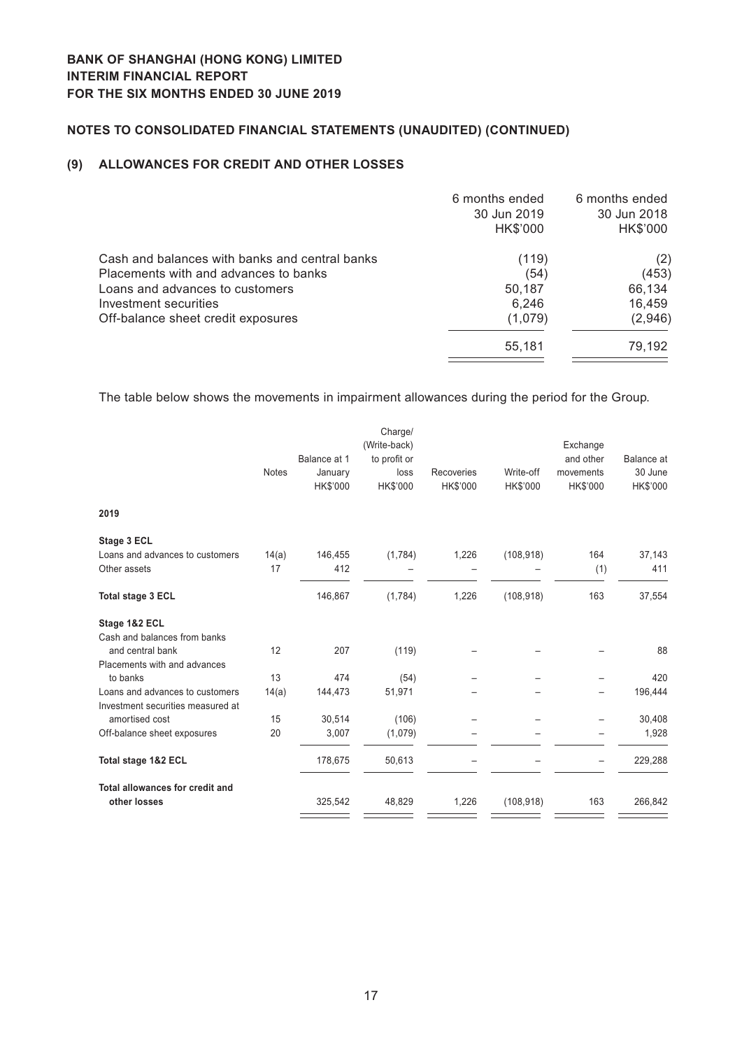## NOTES TO CONSOLIDATED FINANCIAL STATEMENTS (UNAUDITED) (CONTINUED)

### (9) ALLOWANCES FOR CREDIT AND OTHER LOSSES

| | 6 months ended 30 Jun 2019 HK$'000 | 6 months ended 30 Jun 2018 HK$'000 |
|---|---|---|
| Cash and balances with banks and central banks | (119) | (2) |
| Placements with and advances to banks | (54) | (453) |
| Loans and advances to customers | 50,187 | 66,134 |
| Investment securities | 6,246 | 16,459 |
| Off-balance sheet credit exposures | (1,079) | (2,946) |
| | 55,181 | 79,192 |

The table below shows the movements in impairment allowances during the period for the Group.

| | Notes | Balance at 1 January HK$'000 | Charge/ (Write-back) to profit or loss HK$'000 | Recoveries HK$'000 | Write-off HK$'000 | Exchange and other movements HK$'000 | Balance at 30 June HK$'000 |
|---|---|---|---|---|---|---|---|
| **2019** | | | | | | | |
| **Stage 3 ECL** | | | | | | | |
| Loans and advances to customers | 14(a) | 146,455 | (1,784) | 1,226 | (108,918) | 164 | 37,143 |
| Other assets | 17 | 412 | – | – | – | (1) | 411 |
| **Total stage 3 ECL** | | 146,867 | (1,784) | 1,226 | (108,918) | 163 | 37,554 |
| **Stage 1&2 ECL** | | | | | | | |
| Cash and balances from banks and central bank | 12 | 207 | (119) | – | – | – | 88 |
| Placements with and advances to banks | 13 | 474 | (54) | – | – | – | 420 |
| Loans and advances to customers | 14(a) | 144,473 | 51,971 | – | – | – | 196,444 |
| Investment securities measured at amortised cost | 15 | 30,514 | (106) | – | – | – | 30,408 |
| Off-balance sheet exposures | 20 | 3,007 | (1,079) | – | – | – | 1,928 |
| **Total stage 1&2 ECL** | | 178,675 | 50,613 | – | – | – | 229,288 |
| **Total allowances for credit and other losses** | | 325,542 | 48,829 | 1,226 | (108,918) | 163 | 266,842 |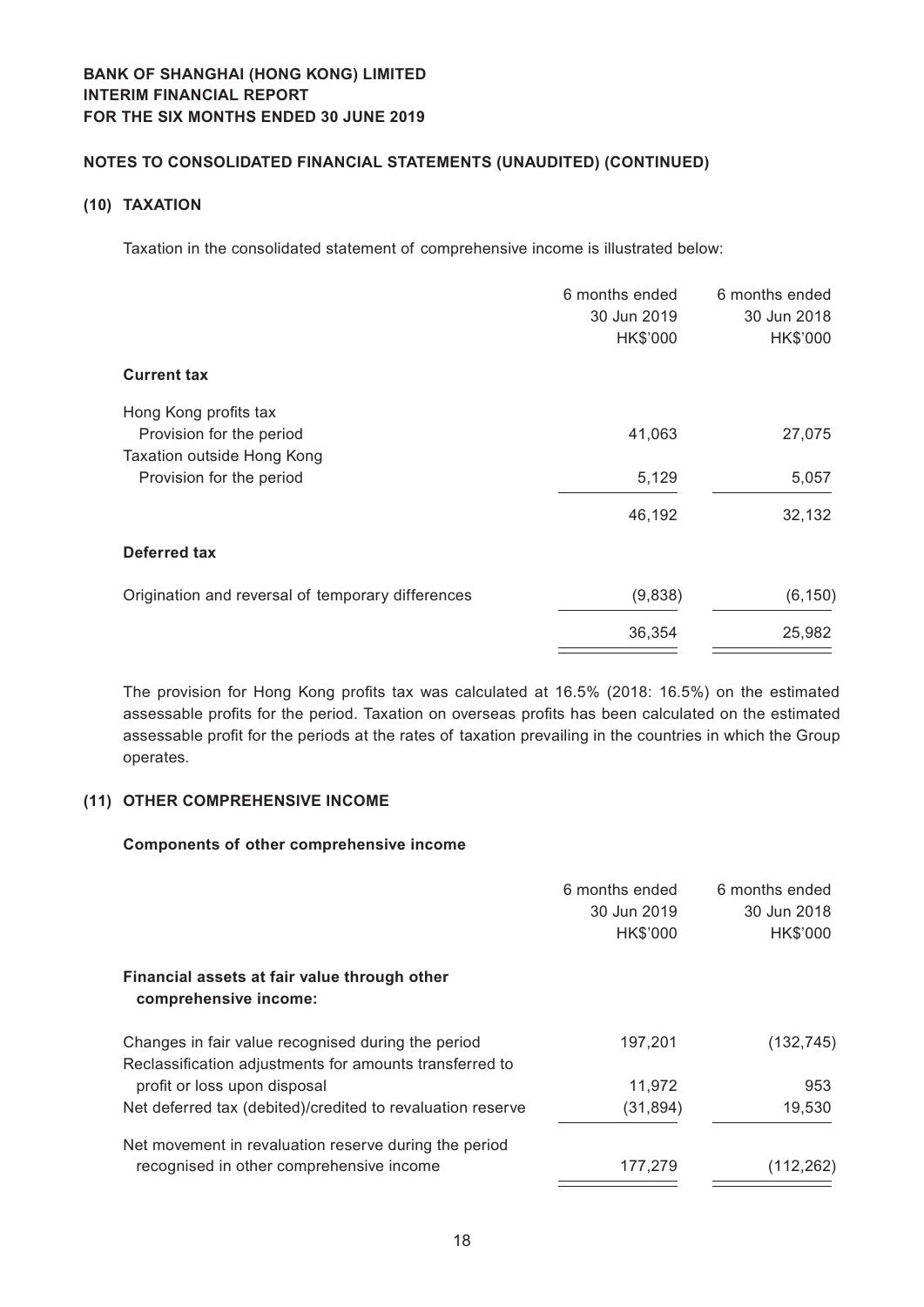## NOTES TO CONSOLIDATED FINANCIAL STATEMENTS (UNAUDITED) (CONTINUED)

### (10) TAXATION

Taxation in the consolidated statement of comprehensive income is illustrated below:

| | 6 months ended 30 Jun 2019 HK$'000 | 6 months ended 30 Jun 2018 HK$'000 |
|---|---|---|
| **Current tax** | | |
| Hong Kong profits tax | | |
| Provision for the period | 41,063 | 27,075 |
| Taxation outside Hong Kong | | |
| Provision for the period | 5,129 | 5,057 |
| | 46,192 | 32,132 |
| **Deferred tax** | | |
| Origination and reversal of temporary differences | (9,838) | (6,150) |
| | 36,354 | 25,982 |

The provision for Hong Kong profits tax was calculated at 16.5% (2018: 16.5%) on the estimated assessable profits for the period. Taxation on overseas profits has been calculated on the estimated assessable profit for the periods at the rates of taxation prevailing in the countries in which the Group operates.

### (11) OTHER COMPREHENSIVE INCOME

**Components of other comprehensive income**

| | 6 months ended 30 Jun 2019 HK$'000 | 6 months ended 30 Jun 2018 HK$'000 |
|---|---|---|
| **Financial assets at fair value through other comprehensive income:** | | |
| Changes in fair value recognised during the period | 197,201 | (132,745) |
| Reclassification adjustments for amounts transferred to profit or loss upon disposal | 11,972 | 953 |
| Net deferred tax (debited)/credited to revaluation reserve | (31,894) | 19,530 |
| Net movement in revaluation reserve during the period recognised in other comprehensive income | 177,279 | (112,262) |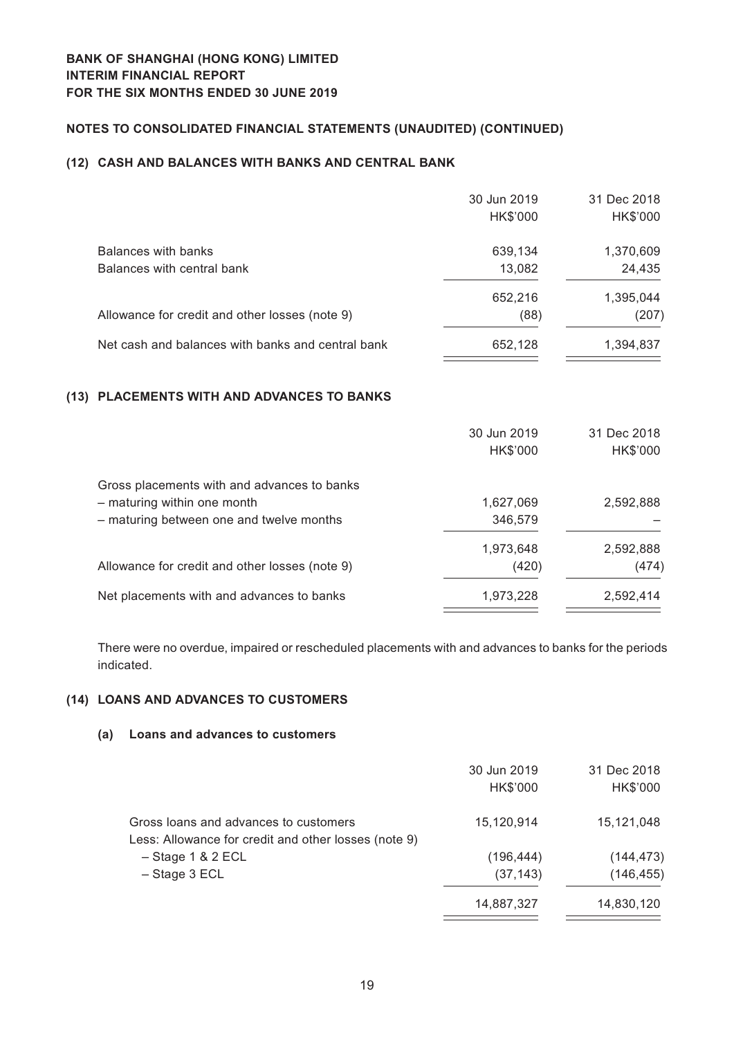BANK OF SHANGHAI (HONG KONG) LIMITED
INTERIM FINANCIAL REPORT
FOR THE SIX MONTHS ENDED 30 JUNE 2019

## NOTES TO CONSOLIDATED FINANCIAL STATEMENTS (UNAUDITED) (CONTINUED)

### (12) CASH AND BALANCES WITH BANKS AND CENTRAL BANK

| | 30 Jun 2019 HK$'000 | 31 Dec 2018 HK$'000 |
|---|---|---|
| Balances with banks | 639,134 | 1,370,609 |
| Balances with central bank | 13,082 | 24,435 |
| | 652,216 | 1,395,044 |
| Allowance for credit and other losses (note 9) | (88) | (207) |
| Net cash and balances with banks and central bank | 652,128 | 1,394,837 |

### (13) PLACEMENTS WITH AND ADVANCES TO BANKS

| | 30 Jun 2019 HK$'000 | 31 Dec 2018 HK$'000 |
|---|---|---|
| Gross placements with and advances to banks | | |
| – maturing within one month | 1,627,069 | 2,592,888 |
| – maturing between one and twelve months | 346,579 | – |
| | 1,973,648 | 2,592,888 |
| Allowance for credit and other losses (note 9) | (420) | (474) |
| Net placements with and advances to banks | 1,973,228 | 2,592,414 |

There were no overdue, impaired or rescheduled placements with and advances to banks for the periods indicated.

### (14) LOANS AND ADVANCES TO CUSTOMERS

#### (a) Loans and advances to customers

| | 30 Jun 2019 HK$'000 | 31 Dec 2018 HK$'000 |
|---|---|---|
| Gross loans and advances to customers | 15,120,914 | 15,121,048 |
| Less: Allowance for credit and other losses (note 9) | | |
| – Stage 1 & 2 ECL | (196,444) | (144,473) |
| – Stage 3 ECL | (37,143) | (146,455) |
| | 14,887,327 | 14,830,120 |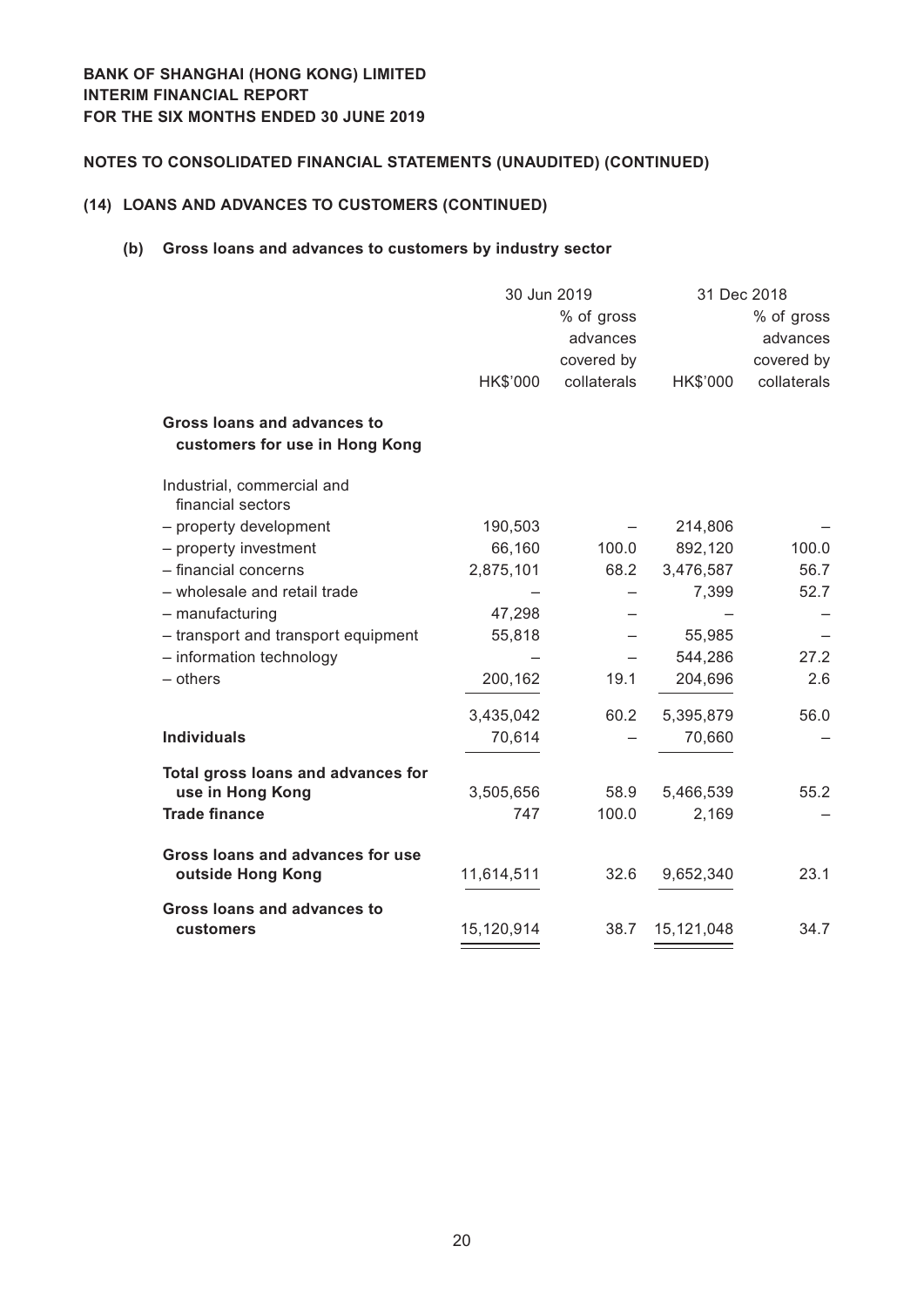**BANK OF SHANGHAI (HONG KONG) LIMITED**
**INTERIM FINANCIAL REPORT**
**FOR THE SIX MONTHS ENDED 30 JUNE 2019**

**NOTES TO CONSOLIDATED FINANCIAL STATEMENTS (UNAUDITED) (CONTINUED)**

**(14) LOANS AND ADVANCES TO CUSTOMERS (CONTINUED)**

**(b) Gross loans and advances to customers by industry sector**

| | 30 Jun 2019 | | 31 Dec 2018 | |
|---|---|---|---|---|
| | HK$'000 | % of gross advances covered by collaterals | HK$'000 | % of gross advances covered by collaterals |
| **Gross loans and advances to customers for use in Hong Kong** | | | | |
| Industrial, commercial and financial sectors | | | | |
| – property development | 190,503 | – | 214,806 | – |
| – property investment | 66,160 | 100.0 | 892,120 | 100.0 |
| – financial concerns | 2,875,101 | 68.2 | 3,476,587 | 56.7 |
| – wholesale and retail trade | – | – | 7,399 | 52.7 |
| – manufacturing | 47,298 | – | – | – |
| – transport and transport equipment | 55,818 | – | 55,985 | – |
| – information technology | – | – | 544,286 | 27.2 |
| – others | 200,162 | 19.1 | 204,696 | 2.6 |
| | 3,435,042 | 60.2 | 5,395,879 | 56.0 |
| **Individuals** | 70,614 | – | 70,660 | – |
| **Total gross loans and advances for use in Hong Kong** | 3,505,656 | 58.9 | 5,466,539 | 55.2 |
| **Trade finance** | 747 | 100.0 | 2,169 | – |
| **Gross loans and advances for use outside Hong Kong** | 11,614,511 | 32.6 | 9,652,340 | 23.1 |
| **Gross loans and advances to customers** | 15,120,914 | 38.7 | 15,121,048 | 34.7 |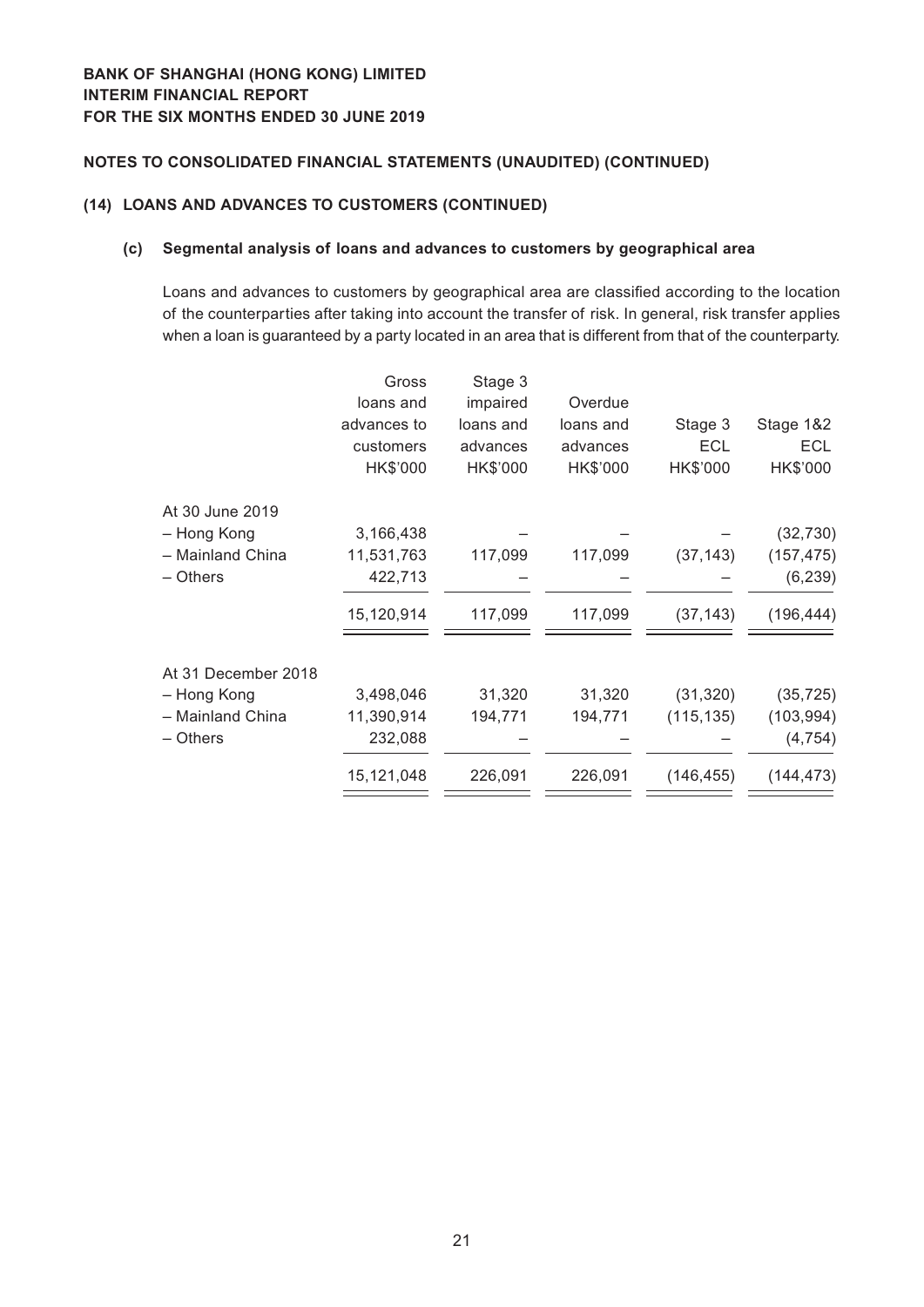## NOTES TO CONSOLIDATED FINANCIAL STATEMENTS (UNAUDITED) (CONTINUED)

### (14) LOANS AND ADVANCES TO CUSTOMERS (CONTINUED)

#### (c) Segmental analysis of loans and advances to customers by geographical area

Loans and advances to customers by geographical area are classified according to the location of the counterparties after taking into account the transfer of risk. In general, risk transfer applies when a loan is guaranteed by a party located in an area that is different from that of the counterparty.

| | Gross loans and advances to customers HK$'000 | Stage 3 impaired loans and advances HK$'000 | Overdue loans and advances HK$'000 | Stage 3 ECL HK$'000 | Stage 1&2 ECL HK$'000 |
|---|---|---|---|---|---|
| At 30 June 2019 | | | | | |
| – Hong Kong | 3,166,438 | – | – | – | (32,730) |
| – Mainland China | 11,531,763 | 117,099 | 117,099 | (37,143) | (157,475) |
| – Others | 422,713 | – | – | – | (6,239) |
| | 15,120,914 | 117,099 | 117,099 | (37,143) | (196,444) |
| At 31 December 2018 | | | | | |
| – Hong Kong | 3,498,046 | 31,320 | 31,320 | (31,320) | (35,725) |
| – Mainland China | 11,390,914 | 194,771 | 194,771 | (115,135) | (103,994) |
| – Others | 232,088 | – | – | – | (4,754) |
| | 15,121,048 | 226,091 | 226,091 | (146,455) | (144,473) |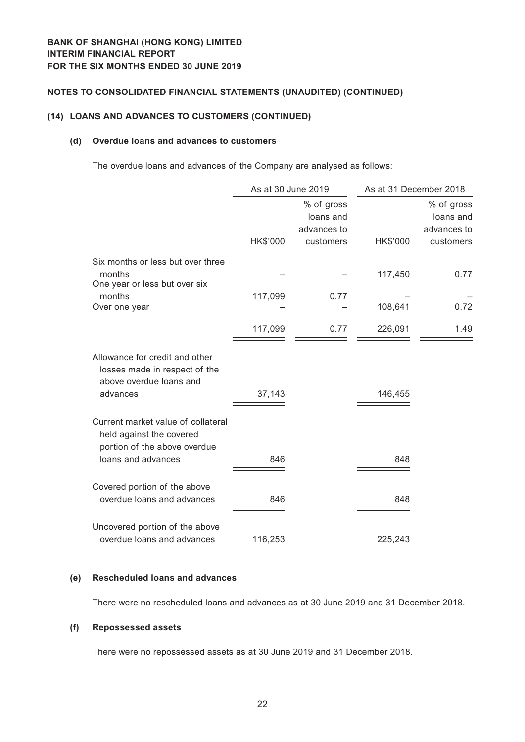**BANK OF SHANGHAI (HONG KONG) LIMITED**
**INTERIM FINANCIAL REPORT**
**FOR THE SIX MONTHS ENDED 30 JUNE 2019**

**NOTES TO CONSOLIDATED FINANCIAL STATEMENTS (UNAUDITED) (CONTINUED)**

**(14) LOANS AND ADVANCES TO CUSTOMERS (CONTINUED)**

**(d) Overdue loans and advances to customers**

The overdue loans and advances of the Company are analysed as follows:

| | As at 30 June 2019 | | As at 31 December 2018 | |
|---|---|---|---|---|
| | HK$'000 | % of gross loans and advances to customers | HK$'000 | % of gross loans and advances to customers |
| Six months or less but over three months | – | – | 117,450 | 0.77 |
| One year or less but over six months | 117,099 | 0.77 | – | – |
| Over one year | – | – | 108,641 | 0.72 |
| | 117,099 | 0.77 | 226,091 | 1.49 |
| Allowance for credit and other losses made in respect of the above overdue loans and advances | 37,143 | | 146,455 | |
| Current market value of collateral held against the covered portion of the above overdue loans and advances | 846 | | 848 | |
| Covered portion of the above overdue loans and advances | 846 | | 848 | |
| Uncovered portion of the above overdue loans and advances | 116,253 | | 225,243 | |

**(e) Rescheduled loans and advances**

There were no rescheduled loans and advances as at 30 June 2019 and 31 December 2018.

**(f) Repossessed assets**

There were no repossessed assets as at 30 June 2019 and 31 December 2018.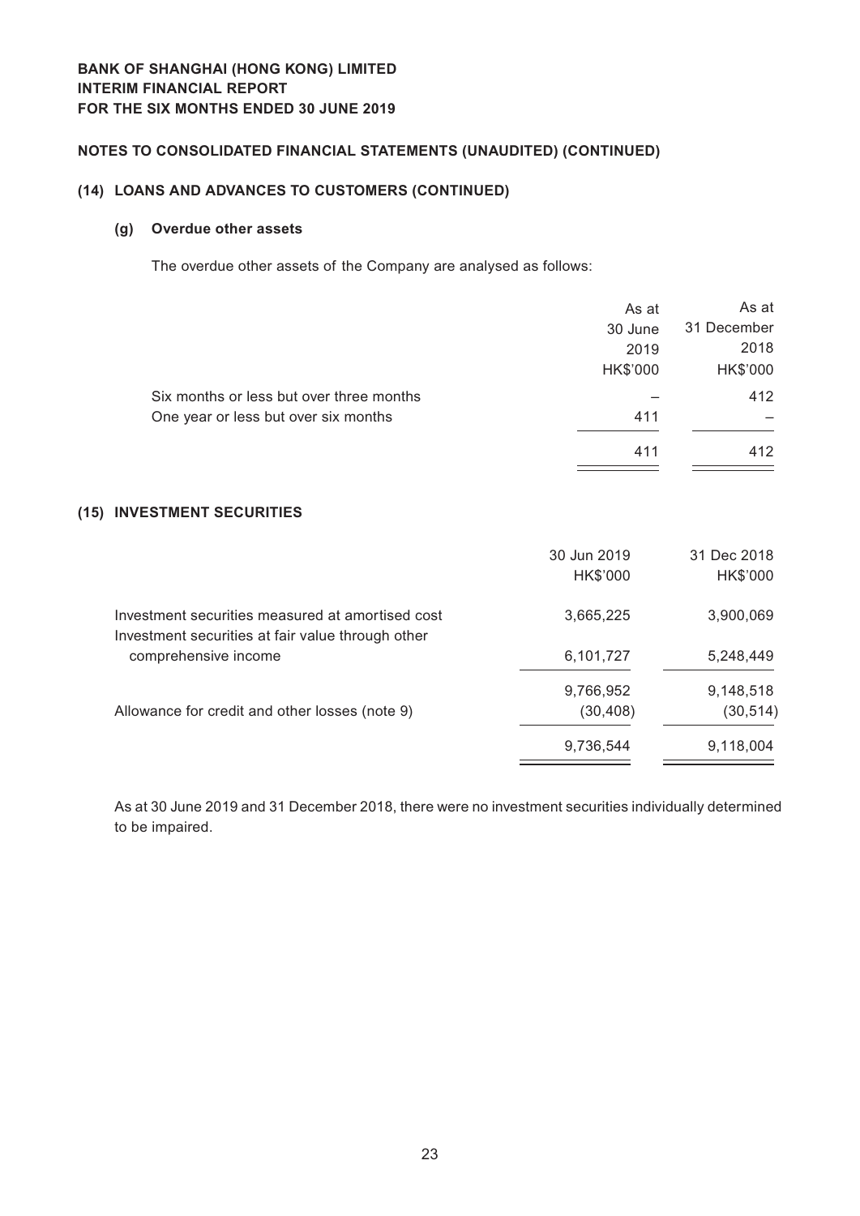## NOTES TO CONSOLIDATED FINANCIAL STATEMENTS (UNAUDITED) (CONTINUED)

### (14) LOANS AND ADVANCES TO CUSTOMERS (CONTINUED)

#### (g) Overdue other assets

The overdue other assets of the Company are analysed as follows:

| | As at 30 June 2019 HK$'000 | As at 31 December 2018 HK$'000 |
|---|---|---|
| Six months or less but over three months | – | 412 |
| One year or less but over six months | 411 | – |
| | 411 | 412 |

### (15) INVESTMENT SECURITIES

| | 30 Jun 2019 HK$'000 | 31 Dec 2018 HK$'000 |
|---|---|---|
| Investment securities measured at amortised cost | 3,665,225 | 3,900,069 |
| Investment securities at fair value through other comprehensive income | 6,101,727 | 5,248,449 |
| | 9,766,952 | 9,148,518 |
| Allowance for credit and other losses (note 9) | (30,408) | (30,514) |
| | 9,736,544 | 9,118,004 |

As at 30 June 2019 and 31 December 2018, there were no investment securities individually determined to be impaired.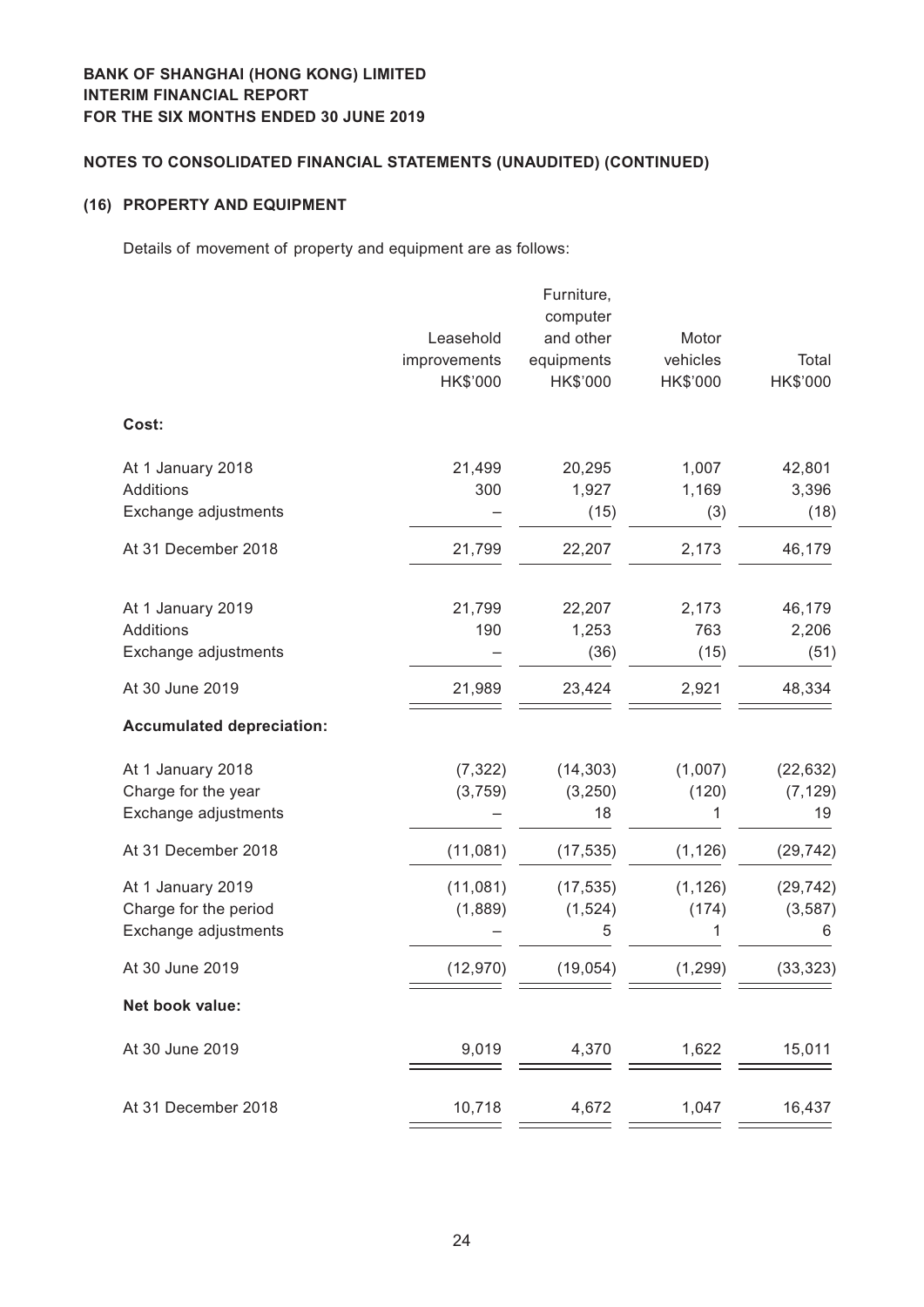**BANK OF SHANGHAI (HONG KONG) LIMITED**
**INTERIM FINANCIAL REPORT**
**FOR THE SIX MONTHS ENDED 30 JUNE 2019**

## NOTES TO CONSOLIDATED FINANCIAL STATEMENTS (UNAUDITED) (CONTINUED)

### (16) PROPERTY AND EQUIPMENT

Details of movement of property and equipment are as follows:

| | Leasehold improvements HK$'000 | Furniture, computer and other equipments HK$'000 | Motor vehicles HK$'000 | Total HK$'000 |
|---|---|---|---|---|
| **Cost:** | | | | |
| At 1 January 2018 | 21,499 | 20,295 | 1,007 | 42,801 |
| Additions | 300 | 1,927 | 1,169 | 3,396 |
| Exchange adjustments | – | (15) | (3) | (18) |
| At 31 December 2018 | 21,799 | 22,207 | 2,173 | 46,179 |
| At 1 January 2019 | 21,799 | 22,207 | 2,173 | 46,179 |
| Additions | 190 | 1,253 | 763 | 2,206 |
| Exchange adjustments | – | (36) | (15) | (51) |
| At 30 June 2019 | 21,989 | 23,424 | 2,921 | 48,334 |
| **Accumulated depreciation:** | | | | |
| At 1 January 2018 | (7,322) | (14,303) | (1,007) | (22,632) |
| Charge for the year | (3,759) | (3,250) | (120) | (7,129) |
| Exchange adjustments | – | 18 | 1 | 19 |
| At 31 December 2018 | (11,081) | (17,535) | (1,126) | (29,742) |
| At 1 January 2019 | (11,081) | (17,535) | (1,126) | (29,742) |
| Charge for the period | (1,889) | (1,524) | (174) | (3,587) |
| Exchange adjustments | – | 5 | 1 | 6 |
| At 30 June 2019 | (12,970) | (19,054) | (1,299) | (33,323) |
| **Net book value:** | | | | |
| At 30 June 2019 | 9,019 | 4,370 | 1,622 | 15,011 |
| At 31 December 2018 | 10,718 | 4,672 | 1,047 | 16,437 |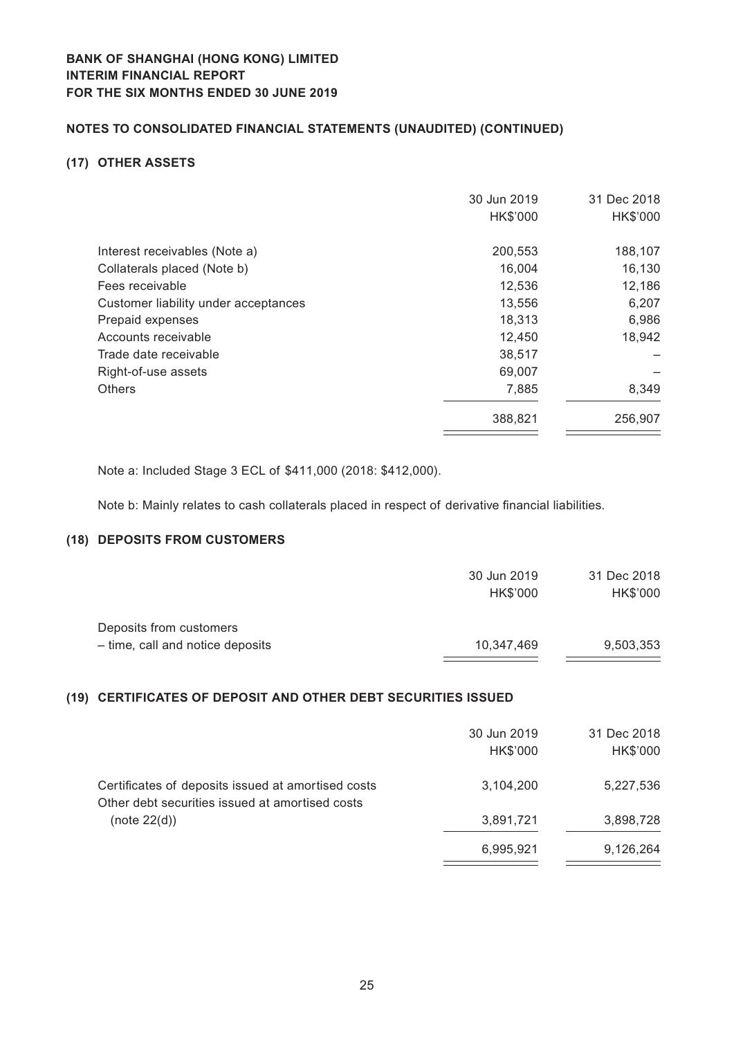**NOTES TO CONSOLIDATED FINANCIAL STATEMENTS (UNAUDITED) (CONTINUED)**

## (17) OTHER ASSETS

| | 30 Jun 2019<br>HK$'000 | 31 Dec 2018<br>HK$'000 |
|---|---|---|
| Interest receivables (Note a) | 200,553 | 188,107 |
| Collaterals placed (Note b) | 16,004 | 16,130 |
| Fees receivable | 12,536 | 12,186 |
| Customer liability under acceptances | 13,556 | 6,207 |
| Prepaid expenses | 18,313 | 6,986 |
| Accounts receivable | 12,450 | 18,942 |
| Trade date receivable | 38,517 | – |
| Right-of-use assets | 69,007 | – |
| Others | 7,885 | 8,349 |
| | 388,821 | 256,907 |

Note a: Included Stage 3 ECL of $411,000 (2018: $412,000).

Note b: Mainly relates to cash collaterals placed in respect of derivative financial liabilities.

## (18) DEPOSITS FROM CUSTOMERS

| | 30 Jun 2019<br>HK$'000 | 31 Dec 2018<br>HK$'000 |
|---|---|---|
| Deposits from customers | | |
| – time, call and notice deposits | 10,347,469 | 9,503,353 |

## (19) CERTIFICATES OF DEPOSIT AND OTHER DEBT SECURITIES ISSUED

| | 30 Jun 2019<br>HK$'000 | 31 Dec 2018<br>HK$'000 |
|---|---|---|
| Certificates of deposits issued at amortised costs | 3,104,200 | 5,227,536 |
| Other debt securities issued at amortised costs (note 22(d)) | 3,891,721 | 3,898,728 |
| | 6,995,921 | 9,126,264 |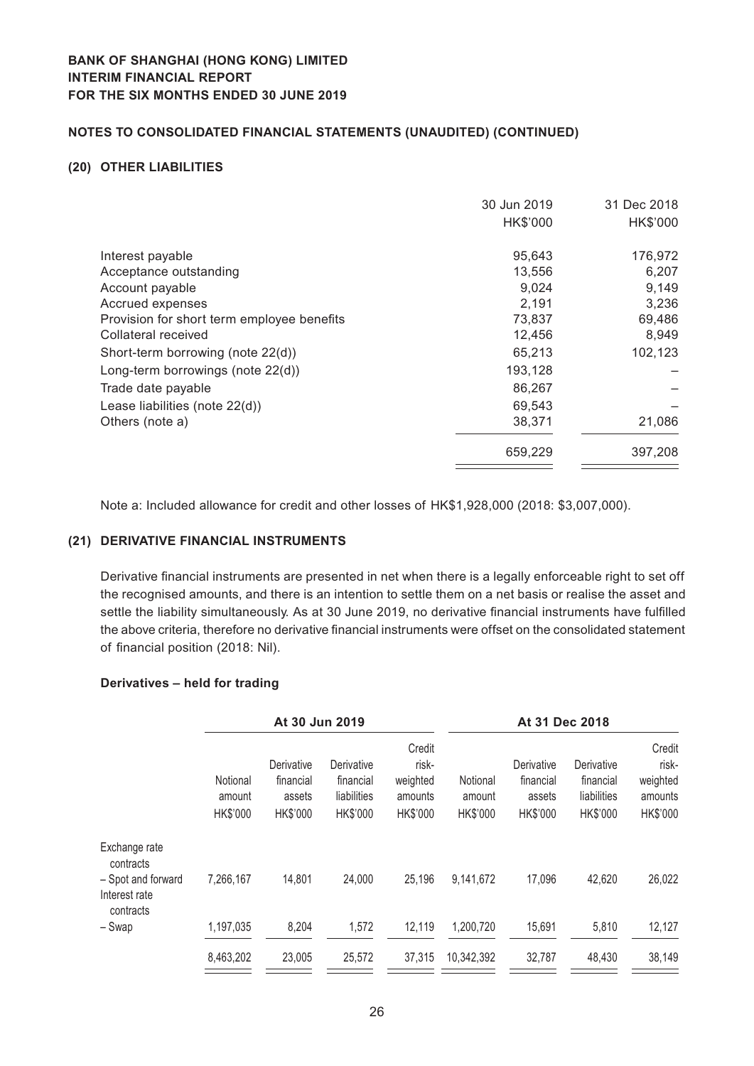**BANK OF SHANGHAI (HONG KONG) LIMITED**
**INTERIM FINANCIAL REPORT**
**FOR THE SIX MONTHS ENDED 30 JUNE 2019**

**NOTES TO CONSOLIDATED FINANCIAL STATEMENTS (UNAUDITED) (CONTINUED)**

## (20) OTHER LIABILITIES

| | 30 Jun 2019 | 31 Dec 2018 |
|---|---|---|
| | HK$'000 | HK$'000 |
| Interest payable | 95,643 | 176,972 |
| Acceptance outstanding | 13,556 | 6,207 |
| Account payable | 9,024 | 9,149 |
| Accrued expenses | 2,191 | 3,236 |
| Provision for short term employee benefits | 73,837 | 69,486 |
| Collateral received | 12,456 | 8,949 |
| Short-term borrowing (note 22(d)) | 65,213 | 102,123 |
| Long-term borrowings (note 22(d)) | 193,128 | – |
| Trade date payable | 86,267 | – |
| Lease liabilities (note 22(d)) | 69,543 | – |
| Others (note a) | 38,371 | 21,086 |
| | 659,229 | 397,208 |

Note a: Included allowance for credit and other losses of HK$1,928,000 (2018: $3,007,000).

## (21) DERIVATIVE FINANCIAL INSTRUMENTS

Derivative financial instruments are presented in net when there is a legally enforceable right to set off the recognised amounts, and there is an intention to settle them on a net basis or realise the asset and settle the liability simultaneously. As at 30 June 2019, no derivative financial instruments have fulfilled the above criteria, therefore no derivative financial instruments were offset on the consolidated statement of financial position (2018: Nil).

**Derivatives – held for trading**

| | At 30 Jun 2019 | | | | At 31 Dec 2018 | | | |
|---|---|---|---|---|---|---|---|---|
| | Notional amount HK$'000 | Derivative financial assets HK$'000 | Derivative financial liabilities HK$'000 | Credit risk-weighted amounts HK$'000 | Notional amount HK$'000 | Derivative financial assets HK$'000 | Derivative financial liabilities HK$'000 | Credit risk-weighted amounts HK$'000 |
| Exchange rate contracts | | | | | | | | |
| – Spot and forward | 7,266,167 | 14,801 | 24,000 | 25,196 | 9,141,672 | 17,096 | 42,620 | 26,022 |
| Interest rate contracts | | | | | | | | |
| – Swap | 1,197,035 | 8,204 | 1,572 | 12,119 | 1,200,720 | 15,691 | 5,810 | 12,127 |
| | 8,463,202 | 23,005 | 25,572 | 37,315 | 10,342,392 | 32,787 | 48,430 | 38,149 |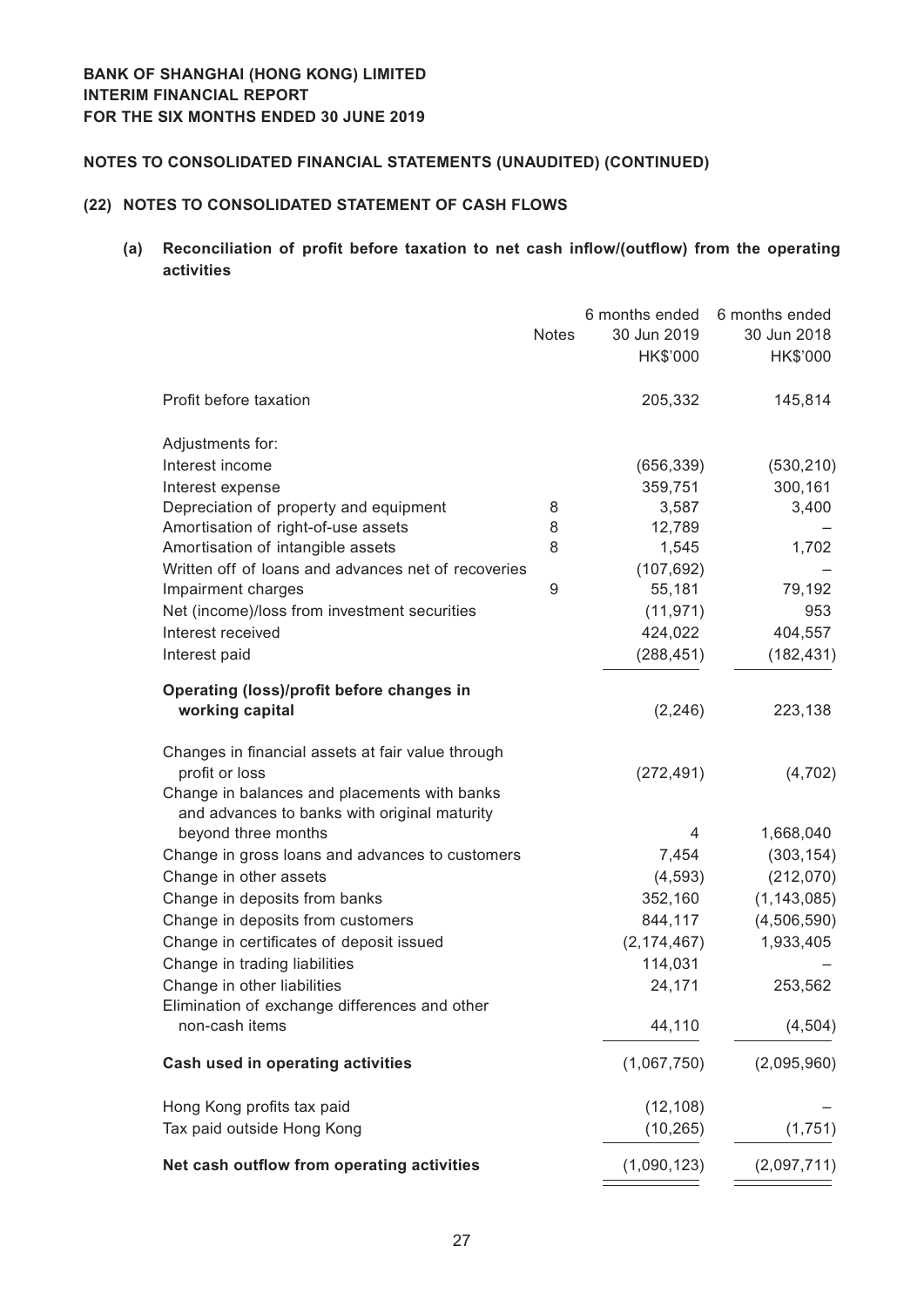**BANK OF SHANGHAI (HONG KONG) LIMITED**
**INTERIM FINANCIAL REPORT**
**FOR THE SIX MONTHS ENDED 30 JUNE 2019**

## NOTES TO CONSOLIDATED FINANCIAL STATEMENTS (UNAUDITED) (CONTINUED)

### (22) NOTES TO CONSOLIDATED STATEMENT OF CASH FLOWS

#### (a) Reconciliation of profit before taxation to net cash inflow/(outflow) from the operating activities

| | Notes | 6 months ended 30 Jun 2019 HK$'000 | 6 months ended 30 Jun 2018 HK$'000 |
|---|---|---|---|
| Profit before taxation | | 205,332 | 145,814 |
| Adjustments for: | | | |
| Interest income | | (656,339) | (530,210) |
| Interest expense | | 359,751 | 300,161 |
| Depreciation of property and equipment | 8 | 3,587 | 3,400 |
| Amortisation of right-of-use assets | 8 | 12,789 | – |
| Amortisation of intangible assets | 8 | 1,545 | 1,702 |
| Written off of loans and advances net of recoveries | | (107,692) | – |
| Impairment charges | 9 | 55,181 | 79,192 |
| Net (income)/loss from investment securities | | (11,971) | 953 |
| Interest received | | 424,022 | 404,557 |
| Interest paid | | (288,451) | (182,431) |
| **Operating (loss)/profit before changes in working capital** | | (2,246) | 223,138 |
| Changes in financial assets at fair value through profit or loss | | (272,491) | (4,702) |
| Change in balances and placements with banks and advances to banks with original maturity beyond three months | | 4 | 1,668,040 |
| Change in gross loans and advances to customers | | 7,454 | (303,154) |
| Change in other assets | | (4,593) | (212,070) |
| Change in deposits from banks | | 352,160 | (1,143,085) |
| Change in deposits from customers | | 844,117 | (4,506,590) |
| Change in certificates of deposit issued | | (2,174,467) | 1,933,405 |
| Change in trading liabilities | | 114,031 | – |
| Change in other liabilities | | 24,171 | 253,562 |
| Elimination of exchange differences and other non-cash items | | 44,110 | (4,504) |
| **Cash used in operating activities** | | (1,067,750) | (2,095,960) |
| Hong Kong profits tax paid | | (12,108) | – |
| Tax paid outside Hong Kong | | (10,265) | (1,751) |
| **Net cash outflow from operating activities** | | (1,090,123) | (2,097,711) |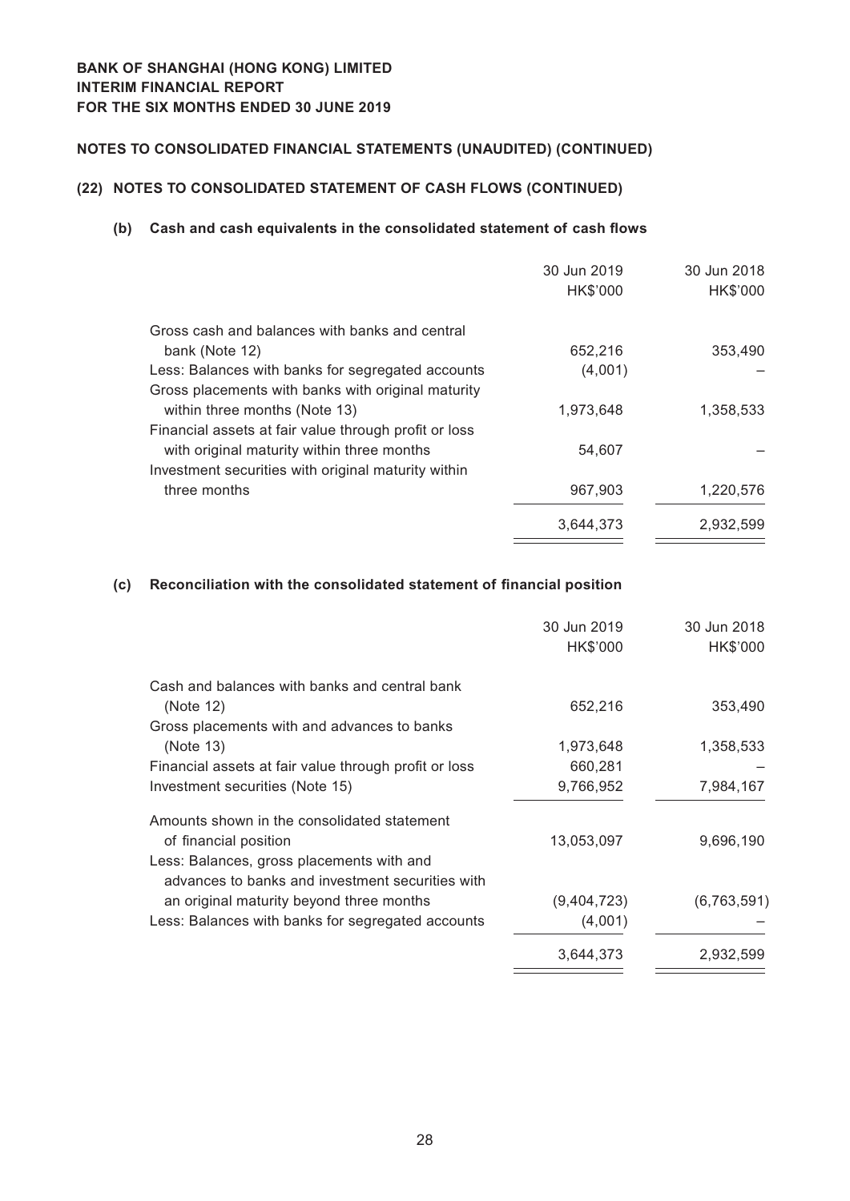## NOTES TO CONSOLIDATED FINANCIAL STATEMENTS (UNAUDITED) (CONTINUED)

### (22) NOTES TO CONSOLIDATED STATEMENT OF CASH FLOWS (CONTINUED)

#### (b) Cash and cash equivalents in the consolidated statement of cash flows

| | 30 Jun 2019 HK$'000 | 30 Jun 2018 HK$'000 |
|---|---|---|
| Gross cash and balances with banks and central bank (Note 12) | 652,216 | 353,490 |
| Less: Balances with banks for segregated accounts | (4,001) | – |
| Gross placements with banks with original maturity within three months (Note 13) | 1,973,648 | 1,358,533 |
| Financial assets at fair value through profit or loss with original maturity within three months | 54,607 | – |
| Investment securities with original maturity within three months | 967,903 | 1,220,576 |
| | 3,644,373 | 2,932,599 |

#### (c) Reconciliation with the consolidated statement of financial position

| | 30 Jun 2019 HK$'000 | 30 Jun 2018 HK$'000 |
|---|---|---|
| Cash and balances with banks and central bank (Note 12) | 652,216 | 353,490 |
| Gross placements with and advances to banks (Note 13) | 1,973,648 | 1,358,533 |
| Financial assets at fair value through profit or loss | 660,281 | – |
| Investment securities (Note 15) | 9,766,952 | 7,984,167 |
| Amounts shown in the consolidated statement of financial position | 13,053,097 | 9,696,190 |
| Less: Balances, gross placements with and advances to banks and investment securities with an original maturity beyond three months | (9,404,723) | (6,763,591) |
| Less: Balances with banks for segregated accounts | (4,001) | – |
| | 3,644,373 | 2,932,599 |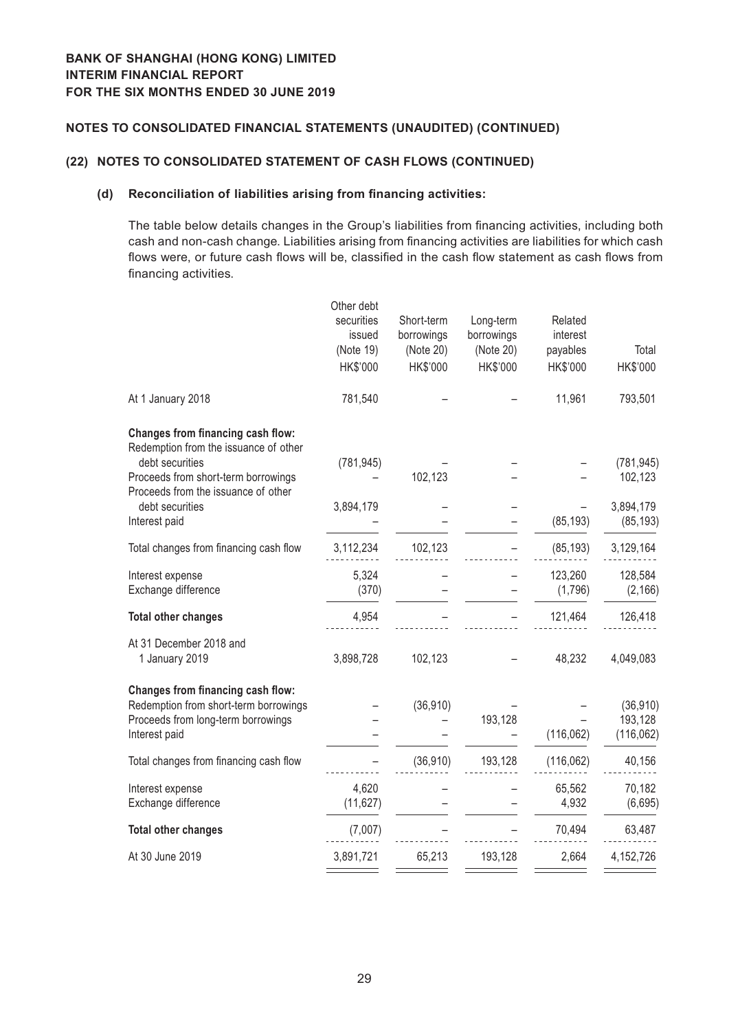**BANK OF SHANGHAI (HONG KONG) LIMITED**
**INTERIM FINANCIAL REPORT**
**FOR THE SIX MONTHS ENDED 30 JUNE 2019**

## NOTES TO CONSOLIDATED FINANCIAL STATEMENTS (UNAUDITED) (CONTINUED)

### (22) NOTES TO CONSOLIDATED STATEMENT OF CASH FLOWS (CONTINUED)

#### (d) Reconciliation of liabilities arising from financing activities:

The table below details changes in the Group's liabilities from financing activities, including both cash and non-cash change. Liabilities arising from financing activities are liabilities for which cash flows were, or future cash flows will be, classified in the cash flow statement as cash flows from financing activities.

| | Other debt securities issued (Note 19) HK$'000 | Short-term borrowings (Note 20) HK$'000 | Long-term borrowings (Note 20) HK$'000 | Related interest payables HK$'000 | Total HK$'000 |
|---|---|---|---|---|---|
| At 1 January 2018 | 781,540 | – | – | 11,961 | 793,501 |
| **Changes from financing cash flow:** | | | | | |
| Redemption from the issuance of other debt securities | (781,945) | – | – | – | (781,945) |
| Proceeds from short-term borrowings | – | 102,123 | – | – | 102,123 |
| Proceeds from the issuance of other debt securities | 3,894,179 | – | – | – | 3,894,179 |
| Interest paid | – | – | – | (85,193) | (85,193) |
| Total changes from financing cash flow | 3,112,234 | 102,123 | – | (85,193) | 3,129,164 |
| Interest expense | 5,324 | – | – | 123,260 | 128,584 |
| Exchange difference | (370) | – | – | (1,796) | (2,166) |
| **Total other changes** | 4,954 | – | – | 121,464 | 126,418 |
| At 31 December 2018 and 1 January 2019 | 3,898,728 | 102,123 | – | 48,232 | 4,049,083 |
| **Changes from financing cash flow:** | | | | | |
| Redemption from short-term borrowings | – | (36,910) | – | – | (36,910) |
| Proceeds from long-term borrowings | – | – | 193,128 | – | 193,128 |
| Interest paid | – | – | – | (116,062) | (116,062) |
| Total changes from financing cash flow | – | (36,910) | 193,128 | (116,062) | 40,156 |
| Interest expense | 4,620 | – | – | 65,562 | 70,182 |
| Exchange difference | (11,627) | – | – | 4,932 | (6,695) |
| **Total other changes** | (7,007) | – | – | 70,494 | 63,487 |
| At 30 June 2019 | 3,891,721 | 65,213 | 193,128 | 2,664 | 4,152,726 |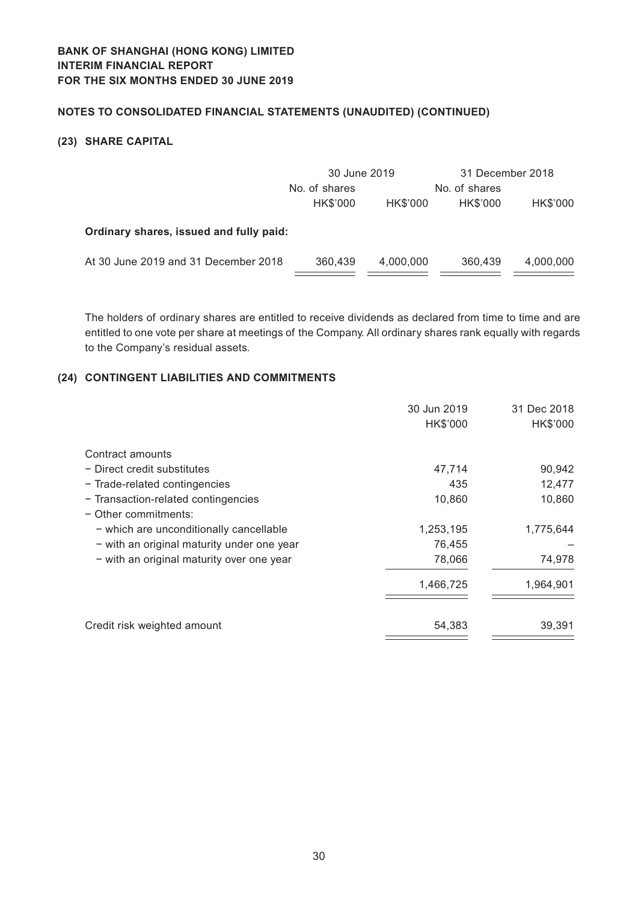## NOTES TO CONSOLIDATED FINANCIAL STATEMENTS (UNAUDITED) (CONTINUED)

### (23) SHARE CAPITAL

| | 30 June 2019 | | 31 December 2018 | |
|---|---|---|---|---|
| | No. of shares HK$'000 | HK$'000 | No. of shares HK$'000 | HK$'000 |
| **Ordinary shares, issued and fully paid:** | | | | |
| At 30 June 2019 and 31 December 2018 | 360,439 | 4,000,000 | 360,439 | 4,000,000 |

The holders of ordinary shares are entitled to receive dividends as declared from time to time and are entitled to one vote per share at meetings of the Company. All ordinary shares rank equally with regards to the Company's residual assets.

### (24) CONTINGENT LIABILITIES AND COMMITMENTS

| | 30 Jun 2019 HK$'000 | 31 Dec 2018 HK$'000 |
|---|---|---|
| Contract amounts | | |
| − Direct credit substitutes | 47,714 | 90,942 |
| − Trade-related contingencies | 435 | 12,477 |
| − Transaction-related contingencies | 10,860 | 10,860 |
| − Other commitments: | | |
| − which are unconditionally cancellable | 1,253,195 | 1,775,644 |
| − with an original maturity under one year | 76,455 | – |
| − with an original maturity over one year | 78,066 | 74,978 |
| | 1,466,725 | 1,964,901 |
| Credit risk weighted amount | 54,383 | 39,391 |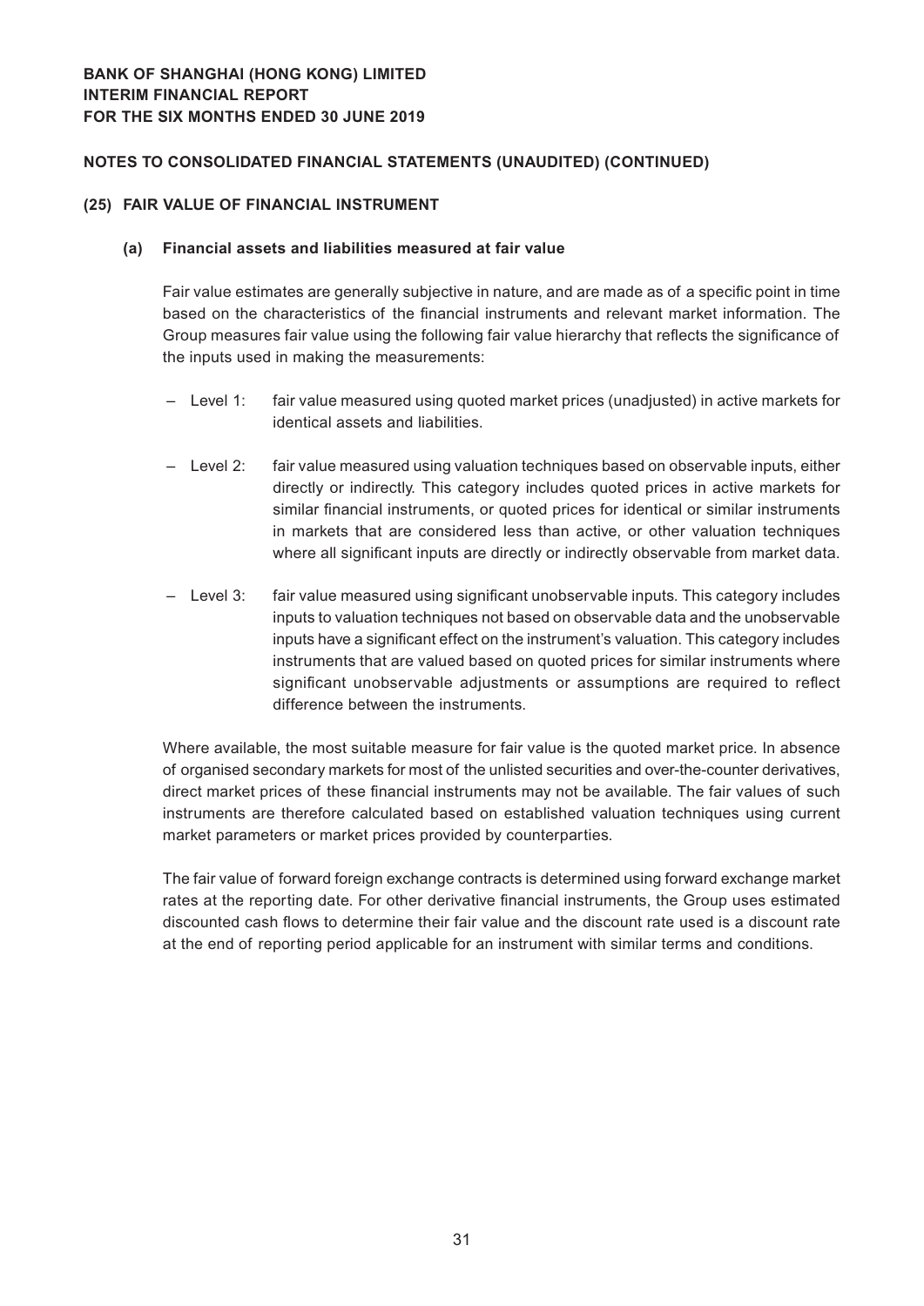## NOTES TO CONSOLIDATED FINANCIAL STATEMENTS (UNAUDITED) (CONTINUED)

### (25) FAIR VALUE OF FINANCIAL INSTRUMENT

#### (a) Financial assets and liabilities measured at fair value

Fair value estimates are generally subjective in nature, and are made as of a specific point in time based on the characteristics of the financial instruments and relevant market information. The Group measures fair value using the following fair value hierarchy that reflects the significance of the inputs used in making the measurements:

– Level 1: fair value measured using quoted market prices (unadjusted) in active markets for identical assets and liabilities.

– Level 2: fair value measured using valuation techniques based on observable inputs, either directly or indirectly. This category includes quoted prices in active markets for similar financial instruments, or quoted prices for identical or similar instruments in markets that are considered less than active, or other valuation techniques where all significant inputs are directly or indirectly observable from market data.

– Level 3: fair value measured using significant unobservable inputs. This category includes inputs to valuation techniques not based on observable data and the unobservable inputs have a significant effect on the instrument's valuation. This category includes instruments that are valued based on quoted prices for similar instruments where significant unobservable adjustments or assumptions are required to reflect difference between the instruments.

Where available, the most suitable measure for fair value is the quoted market price. In absence of organised secondary markets for most of the unlisted securities and over-the-counter derivatives, direct market prices of these financial instruments may not be available. The fair values of such instruments are therefore calculated based on established valuation techniques using current market parameters or market prices provided by counterparties.

The fair value of forward foreign exchange contracts is determined using forward exchange market rates at the reporting date. For other derivative financial instruments, the Group uses estimated discounted cash flows to determine their fair value and the discount rate used is a discount rate at the end of reporting period applicable for an instrument with similar terms and conditions.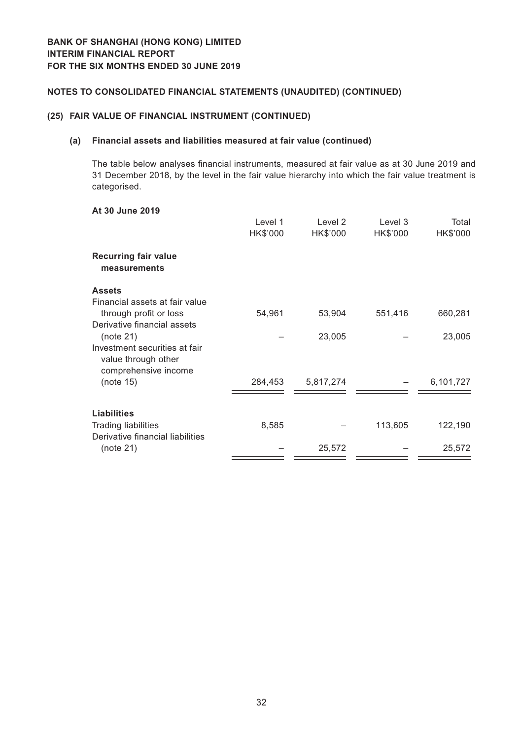**BANK OF SHANGHAI (HONG KONG) LIMITED**
**INTERIM FINANCIAL REPORT**
**FOR THE SIX MONTHS ENDED 30 JUNE 2019**

## NOTES TO CONSOLIDATED FINANCIAL STATEMENTS (UNAUDITED) (CONTINUED)

### (25) FAIR VALUE OF FINANCIAL INSTRUMENT (CONTINUED)

#### (a) Financial assets and liabilities measured at fair value (continued)

The table below analyses financial instruments, measured at fair value as at 30 June 2019 and 31 December 2018, by the level in the fair value hierarchy into which the fair value treatment is categorised.

**At 30 June 2019**

| | Level 1 HK$'000 | Level 2 HK$'000 | Level 3 HK$'000 | Total HK$'000 |
|---|---|---|---|---|
| **Recurring fair value measurements** | | | | |
| **Assets** | | | | |
| Financial assets at fair value through profit or loss | 54,961 | 53,904 | 551,416 | 660,281 |
| Derivative financial assets (note 21) | – | 23,005 | – | 23,005 |
| Investment securities at fair value through other comprehensive income (note 15) | 284,453 | 5,817,274 | – | 6,101,727 |
| **Liabilities** | | | | |
| Trading liabilities | 8,585 | – | 113,605 | 122,190 |
| Derivative financial liabilities (note 21) | – | 25,572 | – | 25,572 |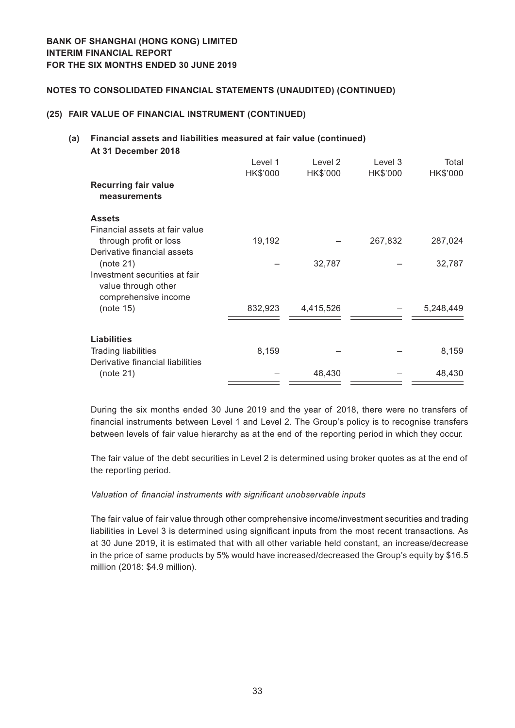**BANK OF SHANGHAI (HONG KONG) LIMITED**
**INTERIM FINANCIAL REPORT**
**FOR THE SIX MONTHS ENDED 30 JUNE 2019**

**NOTES TO CONSOLIDATED FINANCIAL STATEMENTS (UNAUDITED) (CONTINUED)**

**(25) FAIR VALUE OF FINANCIAL INSTRUMENT (CONTINUED)**

**(a) Financial assets and liabilities measured at fair value (continued)**

**At 31 December 2018**

| | Level 1 HK$'000 | Level 2 HK$'000 | Level 3 HK$'000 | Total HK$'000 |
|---|---|---|---|---|
| **Recurring fair value measurements** | | | | |
| **Assets** | | | | |
| Financial assets at fair value through profit or loss | 19,192 | – | 267,832 | 287,024 |
| Derivative financial assets (note 21) | – | 32,787 | – | 32,787 |
| Investment securities at fair value through other comprehensive income (note 15) | 832,923 | 4,415,526 | – | 5,248,449 |
| **Liabilities** | | | | |
| Trading liabilities | 8,159 | – | – | 8,159 |
| Derivative financial liabilities (note 21) | – | 48,430 | – | 48,430 |

During the six months ended 30 June 2019 and the year of 2018, there were no transfers of financial instruments between Level 1 and Level 2. The Group's policy is to recognise transfers between levels of fair value hierarchy as at the end of the reporting period in which they occur.

The fair value of the debt securities in Level 2 is determined using broker quotes as at the end of the reporting period.

*Valuation of financial instruments with significant unobservable inputs*

The fair value of fair value through other comprehensive income/investment securities and trading liabilities in Level 3 is determined using significant inputs from the most recent transactions. As at 30 June 2019, it is estimated that with all other variable held constant, an increase/decrease in the price of same products by 5% would have increased/decreased the Group's equity by $16.5 million (2018: $4.9 million).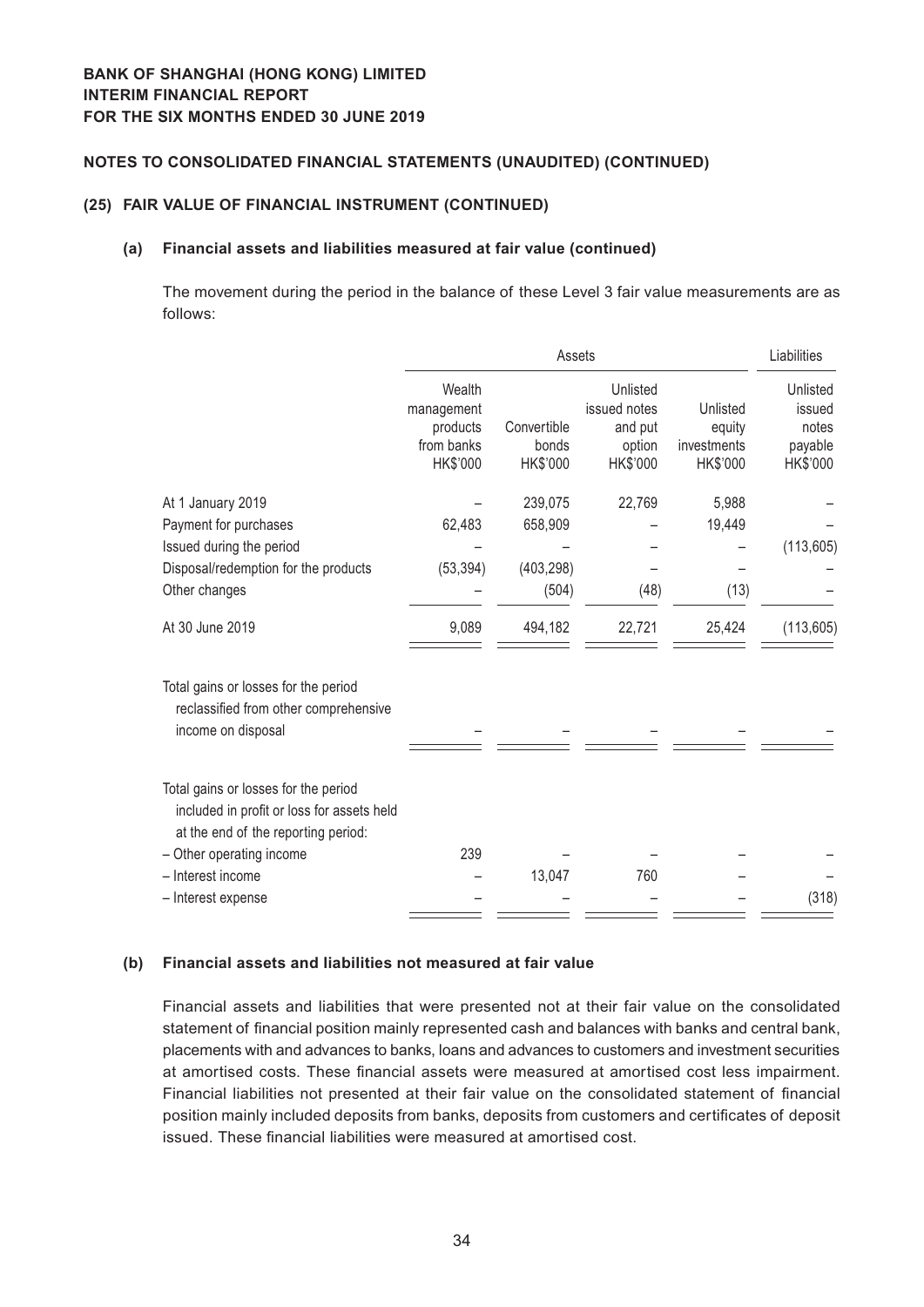**BANK OF SHANGHAI (HONG KONG) LIMITED**
**INTERIM FINANCIAL REPORT**
**FOR THE SIX MONTHS ENDED 30 JUNE 2019**

**NOTES TO CONSOLIDATED FINANCIAL STATEMENTS (UNAUDITED) (CONTINUED)**

**(25) FAIR VALUE OF FINANCIAL INSTRUMENT (CONTINUED)**

**(a) Financial assets and liabilities measured at fair value (continued)**

The movement during the period in the balance of these Level 3 fair value measurements are as follows:

| | Assets | | | | Liabilities |
|---|---|---|---|---|---|
| | Wealth management products from banks HK$'000 | Convertible bonds HK$'000 | Unlisted issued notes and put option HK$'000 | Unlisted equity investments HK$'000 | Unlisted issued notes payable HK$'000 |
| At 1 January 2019 | – | 239,075 | 22,769 | 5,988 | – |
| Payment for purchases | 62,483 | 658,909 | – | 19,449 | – |
| Issued during the period | – | – | – | – | (113,605) |
| Disposal/redemption for the products | (53,394) | (403,298) | – | – | – |
| Other changes | – | (504) | (48) | (13) | – |
| At 30 June 2019 | 9,089 | 494,182 | 22,721 | 25,424 | (113,605) |
| Total gains or losses for the period reclassified from other comprehensive income on disposal | – | – | – | – | – |
| Total gains or losses for the period included in profit or loss for assets held at the end of the reporting period: | | | | | |
| – Other operating income | 239 | – | – | – | – |
| – Interest income | – | 13,047 | 760 | – | – |
| – Interest expense | – | – | – | – | (318) |

**(b) Financial assets and liabilities not measured at fair value**

Financial assets and liabilities that were presented not at their fair value on the consolidated statement of financial position mainly represented cash and balances with banks and central bank, placements with and advances to banks, loans and advances to customers and investment securities at amortised costs. These financial assets were measured at amortised cost less impairment. Financial liabilities not presented at their fair value on the consolidated statement of financial position mainly included deposits from banks, deposits from customers and certificates of deposit issued. These financial liabilities were measured at amortised cost.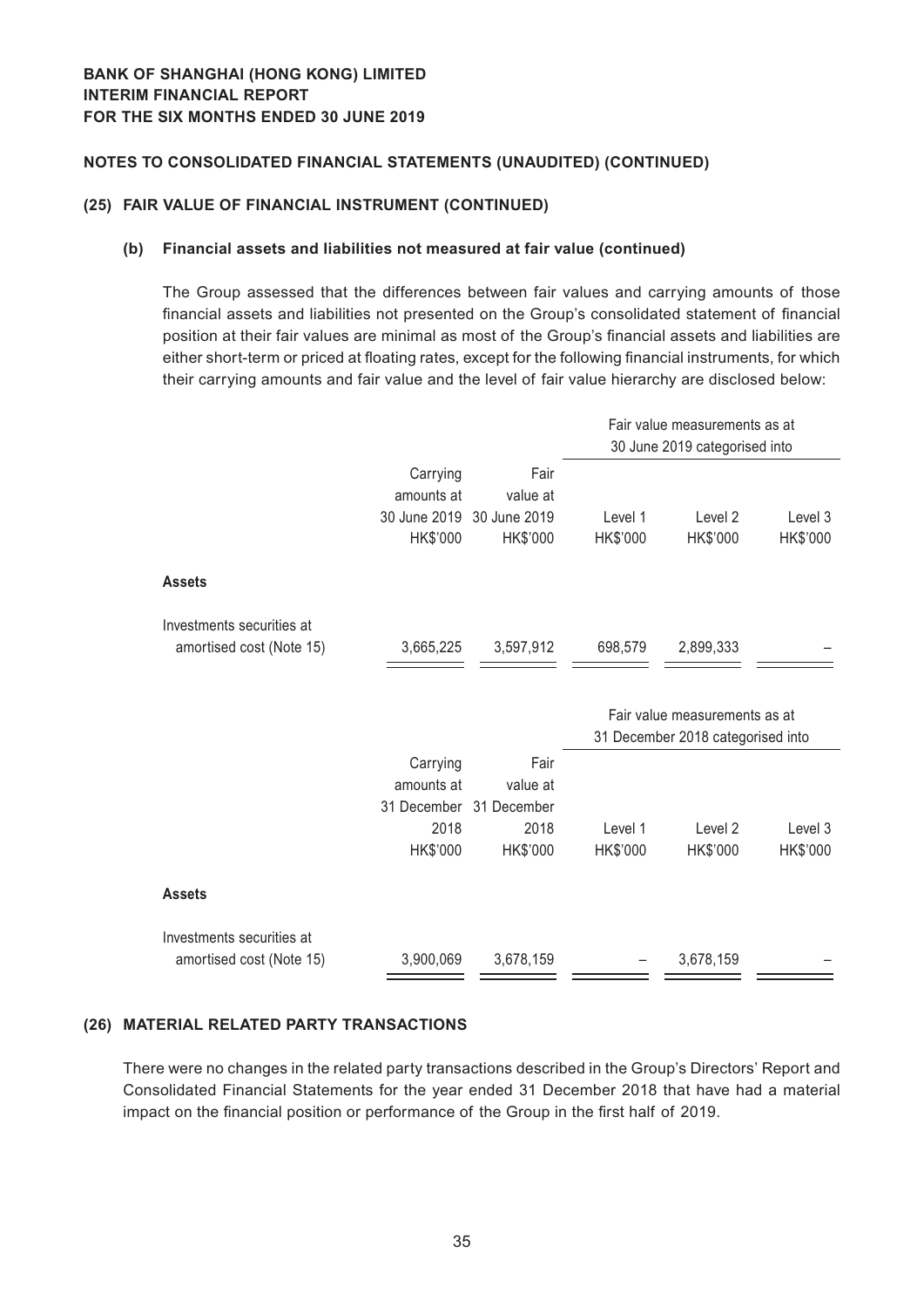**BANK OF SHANGHAI (HONG KONG) LIMITED**
**INTERIM FINANCIAL REPORT**
**FOR THE SIX MONTHS ENDED 30 JUNE 2019**

## NOTES TO CONSOLIDATED FINANCIAL STATEMENTS (UNAUDITED) (CONTINUED)

### (25) FAIR VALUE OF FINANCIAL INSTRUMENT (CONTINUED)

#### (b) Financial assets and liabilities not measured at fair value (continued)

The Group assessed that the differences between fair values and carrying amounts of those financial assets and liabilities not presented on the Group's consolidated statement of financial position at their fair values are minimal as most of the Group's financial assets and liabilities are either short-term or priced at floating rates, except for the following financial instruments, for which their carrying amounts and fair value and the level of fair value hierarchy are disclosed below:

| | Carrying amounts at 30 June 2019 HK$'000 | Fair value at 30 June 2019 HK$'000 | Fair value measurements as at 30 June 2019 categorised into | | |
|---|---|---|---|---|---|
| | | | Level 1 HK$'000 | Level 2 HK$'000 | Level 3 HK$'000 |
| **Assets** | | | | | |
| Investments securities at amortised cost (Note 15) | 3,665,225 | 3,597,912 | 698,579 | 2,899,333 | – |

| | Carrying amounts at 31 December 2018 HK$'000 | Fair value at 31 December 2018 HK$'000 | Fair value measurements as at 31 December 2018 categorised into | | |
|---|---|---|---|---|---|
| | | | Level 1 HK$'000 | Level 2 HK$'000 | Level 3 HK$'000 |
| **Assets** | | | | | |
| Investments securities at amortised cost (Note 15) | 3,900,069 | 3,678,159 | – | 3,678,159 | – |

### (26) MATERIAL RELATED PARTY TRANSACTIONS

There were no changes in the related party transactions described in the Group's Directors' Report and Consolidated Financial Statements for the year ended 31 December 2018 that have had a material impact on the financial position or performance of the Group in the first half of 2019.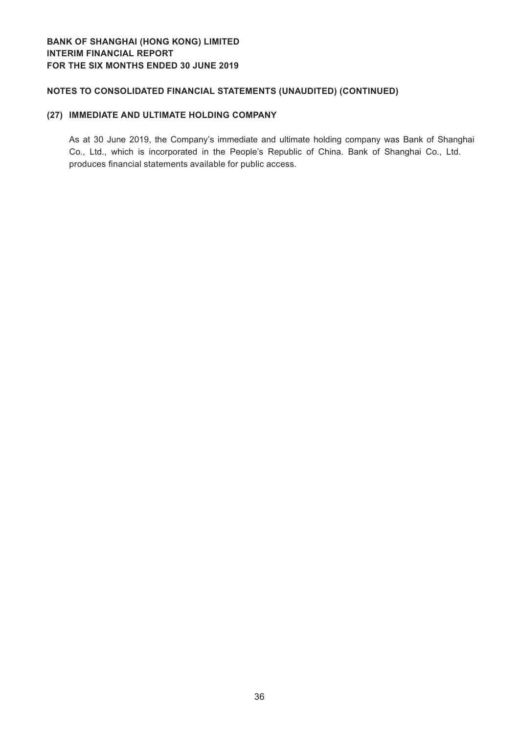## NOTES TO CONSOLIDATED FINANCIAL STATEMENTS (UNAUDITED) (CONTINUED)

### (27) IMMEDIATE AND ULTIMATE HOLDING COMPANY

As at 30 June 2019, the Company's immediate and ultimate holding company was Bank of Shanghai Co., Ltd., which is incorporated in the People's Republic of China. Bank of Shanghai Co., Ltd. produces financial statements available for public access.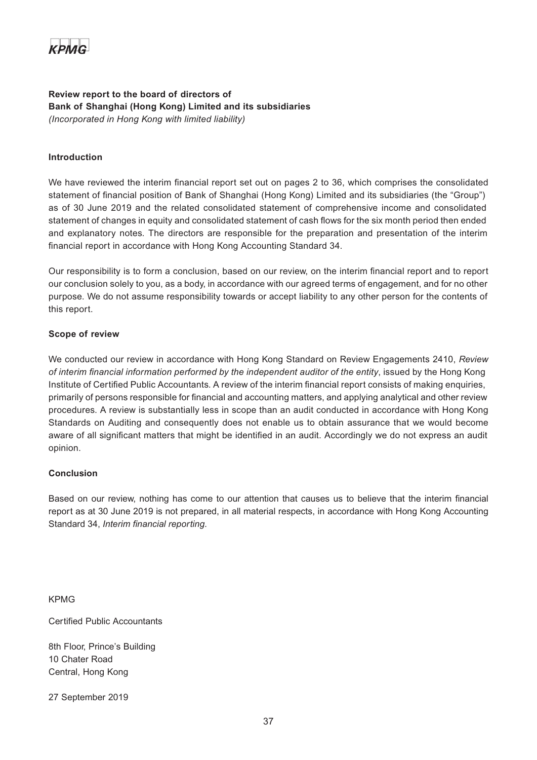KPMG

**Review report to the board of directors of**
**Bank of Shanghai (Hong Kong) Limited and its subsidiaries**
*(Incorporated in Hong Kong with limited liability)*

**Introduction**

We have reviewed the interim financial report set out on pages 2 to 36, which comprises the consolidated statement of financial position of Bank of Shanghai (Hong Kong) Limited and its subsidiaries (the "Group") as of 30 June 2019 and the related consolidated statement of comprehensive income and consolidated statement of changes in equity and consolidated statement of cash flows for the six month period then ended and explanatory notes. The directors are responsible for the preparation and presentation of the interim financial report in accordance with Hong Kong Accounting Standard 34.

Our responsibility is to form a conclusion, based on our review, on the interim financial report and to report our conclusion solely to you, as a body, in accordance with our agreed terms of engagement, and for no other purpose. We do not assume responsibility towards or accept liability to any other person for the contents of this report.

**Scope of review**

We conducted our review in accordance with Hong Kong Standard on Review Engagements 2410, *Review of interim financial information performed by the independent auditor of the entity*, issued by the Hong Kong Institute of Certified Public Accountants. A review of the interim financial report consists of making enquiries, primarily of persons responsible for financial and accounting matters, and applying analytical and other review procedures. A review is substantially less in scope than an audit conducted in accordance with Hong Kong Standards on Auditing and consequently does not enable us to obtain assurance that we would become aware of all significant matters that might be identified in an audit. Accordingly we do not express an audit opinion.

**Conclusion**

Based on our review, nothing has come to our attention that causes us to believe that the interim financial report as at 30 June 2019 is not prepared, in all material respects, in accordance with Hong Kong Accounting Standard 34, *Interim financial reporting*.

KPMG

Certified Public Accountants

8th Floor, Prince's Building
10 Chater Road
Central, Hong Kong

27 September 2019